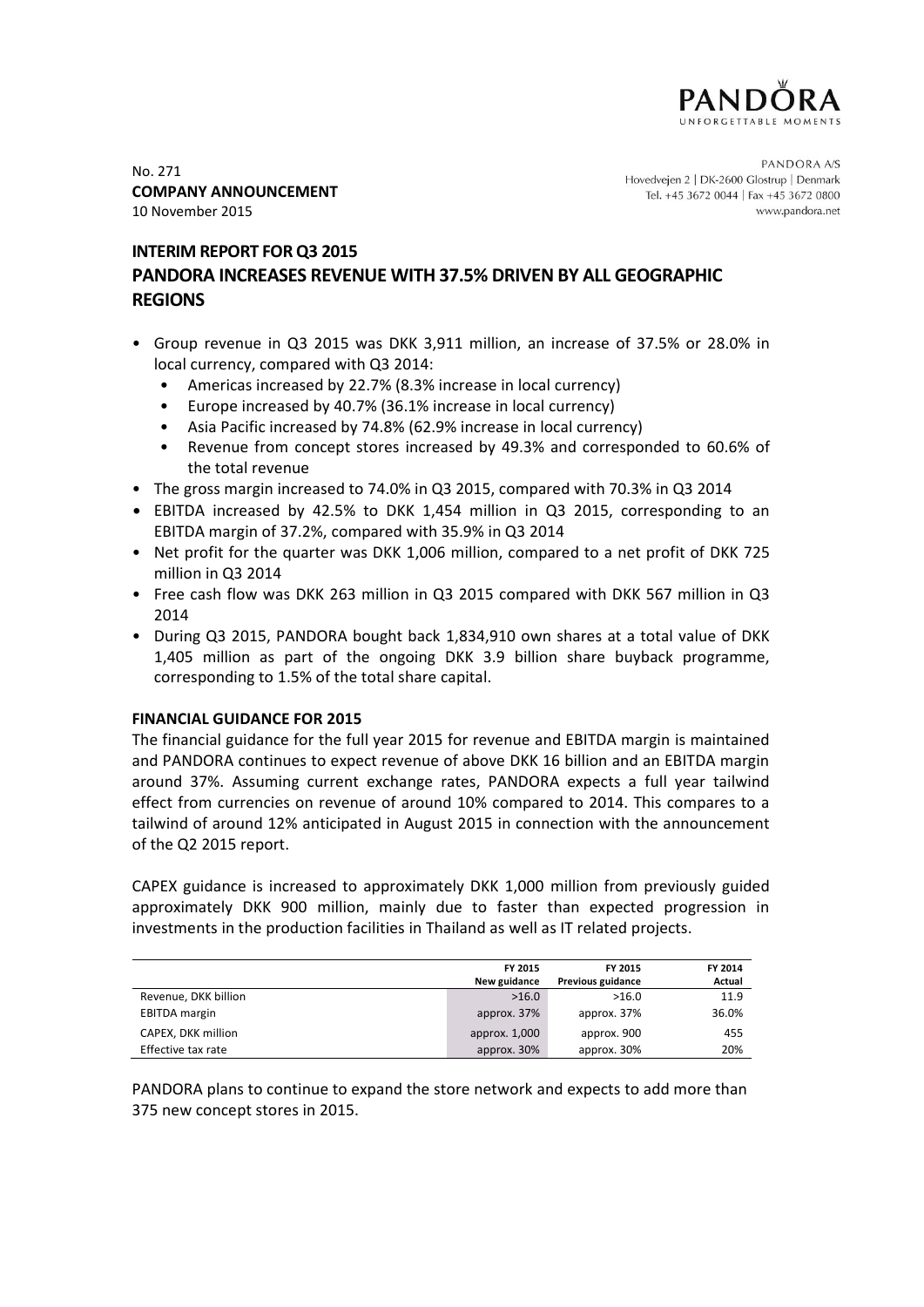No. 271
**COMPANY ANNOUNCEMENT**
10 November 2015

PANDORA A/S
Hovedvejen 2 | DK-2600 Glostrup | Denmark
Tel. +45 3672 0044 | Fax +45 3672 0800
www.pandora.net

# INTERIM REPORT FOR Q3 2015
# PANDORA INCREASES REVENUE WITH 37.5% DRIVEN BY ALL GEOGRAPHIC REGIONS

- Group revenue in Q3 2015 was DKK 3,911 million, an increase of 37.5% or 28.0% in local currency, compared with Q3 2014:
  - Americas increased by 22.7% (8.3% increase in local currency)
  - Europe increased by 40.7% (36.1% increase in local currency)
  - Asia Pacific increased by 74.8% (62.9% increase in local currency)
  - Revenue from concept stores increased by 49.3% and corresponded to 60.6% of the total revenue
- The gross margin increased to 74.0% in Q3 2015, compared with 70.3% in Q3 2014
- EBITDA increased by 42.5% to DKK 1,454 million in Q3 2015, corresponding to an EBITDA margin of 37.2%, compared with 35.9% in Q3 2014
- Net profit for the quarter was DKK 1,006 million, compared to a net profit of DKK 725 million in Q3 2014
- Free cash flow was DKK 263 million in Q3 2015 compared with DKK 567 million in Q3 2014
- During Q3 2015, PANDORA bought back 1,834,910 own shares at a total value of DKK 1,405 million as part of the ongoing DKK 3.9 billion share buyback programme, corresponding to 1.5% of the total share capital.

## FINANCIAL GUIDANCE FOR 2015

The financial guidance for the full year 2015 for revenue and EBITDA margin is maintained and PANDORA continues to expect revenue of above DKK 16 billion and an EBITDA margin around 37%. Assuming current exchange rates, PANDORA expects a full year tailwind effect from currencies on revenue of around 10% compared to 2014. This compares to a tailwind of around 12% anticipated in August 2015 in connection with the announcement of the Q2 2015 report.

CAPEX guidance is increased to approximately DKK 1,000 million from previously guided approximately DKK 900 million, mainly due to faster than expected progression in investments in the production facilities in Thailand as well as IT related projects.

| | FY 2015 New guidance | FY 2015 Previous guidance | FY 2014 Actual |
|---|---|---|---|
| Revenue, DKK billion | >16.0 | >16.0 | 11.9 |
| EBITDA margin | approx. 37% | approx. 37% | 36.0% |
| CAPEX, DKK million | approx. 1,000 | approx. 900 | 455 |
| Effective tax rate | approx. 30% | approx. 30% | 20% |

PANDORA plans to continue to expand the store network and expects to add more than 375 new concept stores in 2015.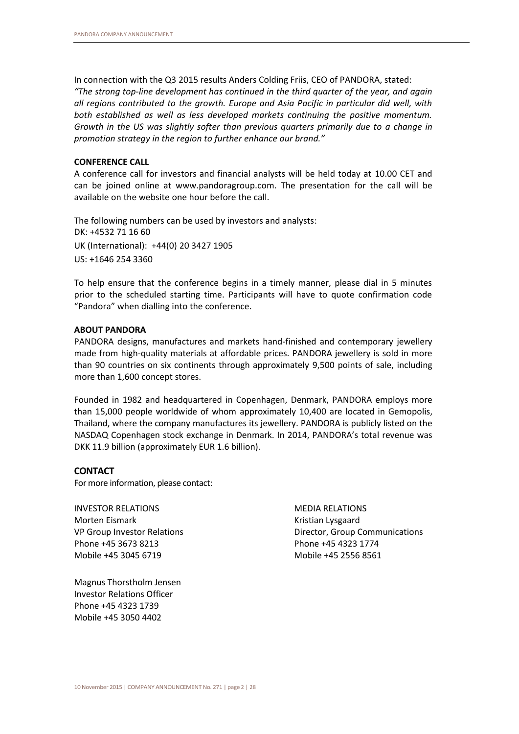In connection with the Q3 2015 results Anders Colding Friis, CEO of PANDORA, stated:
*"The strong top-line development has continued in the third quarter of the year, and again all regions contributed to the growth. Europe and Asia Pacific in particular did well, with both established as well as less developed markets continuing the positive momentum. Growth in the US was slightly softer than previous quarters primarily due to a change in promotion strategy in the region to further enhance our brand."*

**CONFERENCE CALL**

A conference call for investors and financial analysts will be held today at 10.00 CET and can be joined online at www.pandoragroup.com. The presentation for the call will be available on the website one hour before the call.

The following numbers can be used by investors and analysts:
DK: +4532 71 16 60
UK (International): +44(0) 20 3427 1905
US: +1646 254 3360

To help ensure that the conference begins in a timely manner, please dial in 5 minutes prior to the scheduled starting time. Participants will have to quote confirmation code "Pandora" when dialling into the conference.

**ABOUT PANDORA**

PANDORA designs, manufactures and markets hand-finished and contemporary jewellery made from high-quality materials at affordable prices. PANDORA jewellery is sold in more than 90 countries on six continents through approximately 9,500 points of sale, including more than 1,600 concept stores.

Founded in 1982 and headquartered in Copenhagen, Denmark, PANDORA employs more than 15,000 people worldwide of whom approximately 10,400 are located in Gemopolis, Thailand, where the company manufactures its jewellery. PANDORA is publicly listed on the NASDAQ Copenhagen stock exchange in Denmark. In 2014, PANDORA's total revenue was DKK 11.9 billion (approximately EUR 1.6 billion).

**CONTACT**

For more information, please contact:

INVESTOR RELATIONS
Morten Eismark
VP Group Investor Relations
Phone +45 3673 8213
Mobile +45 3045 6719

Magnus Thorstholm Jensen
Investor Relations Officer
Phone +45 4323 1739
Mobile +45 3050 4402

MEDIA RELATIONS
Kristian Lysgaard
Director, Group Communications
Phone +45 4323 1774
Mobile +45 2556 8561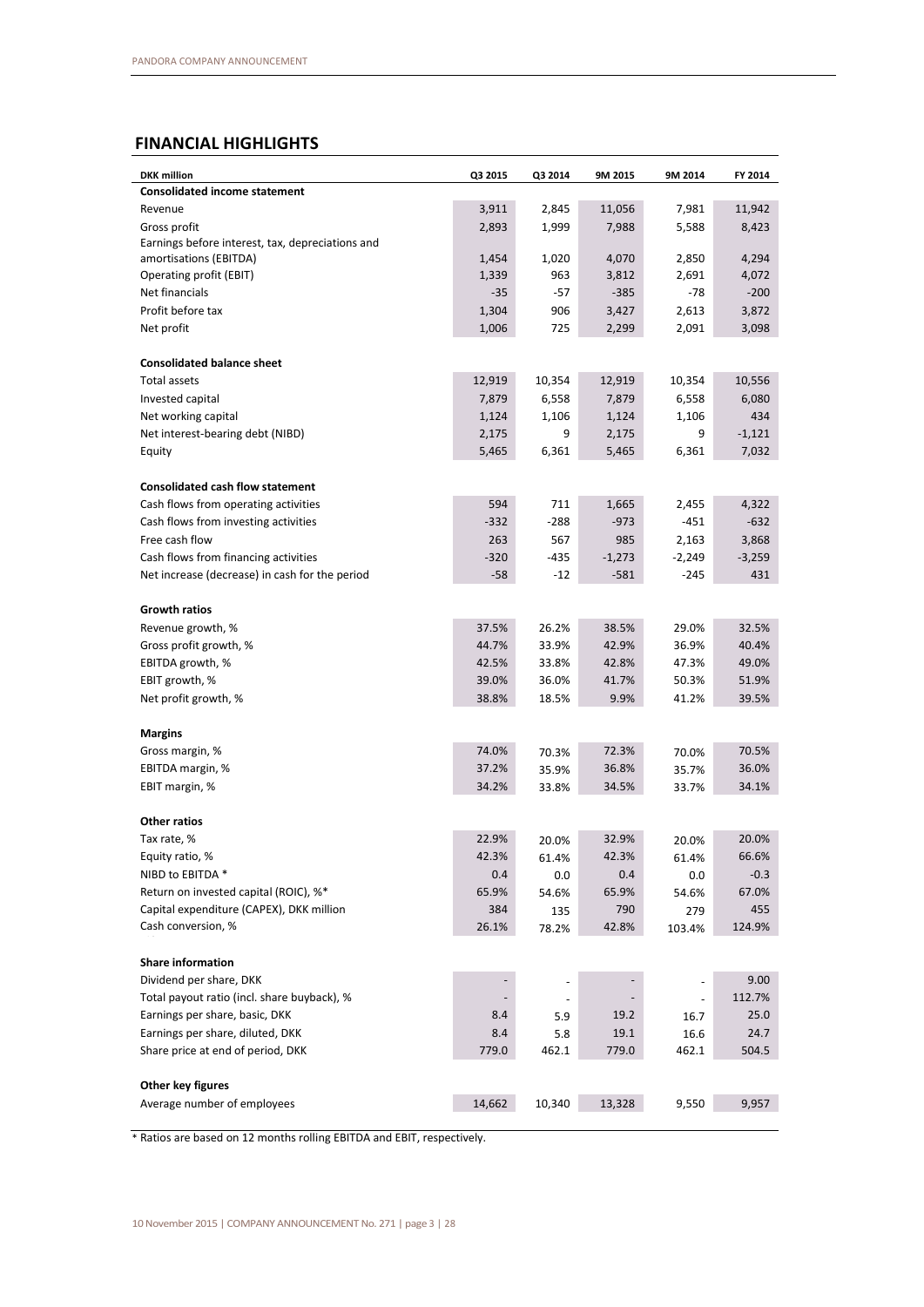## FINANCIAL HIGHLIGHTS

| DKK million | Q3 2015 | Q3 2014 | 9M 2015 | 9M 2014 | FY 2014 |
|---|---|---|---|---|---|
| **Consolidated income statement** | | | | | |
| Revenue | 3,911 | 2,845 | 11,056 | 7,981 | 11,942 |
| Gross profit | 2,893 | 1,999 | 7,988 | 5,588 | 8,423 |
| Earnings before interest, tax, depreciations and amortisations (EBITDA) | 1,454 | 1,020 | 4,070 | 2,850 | 4,294 |
| Operating profit (EBIT) | 1,339 | 963 | 3,812 | 2,691 | 4,072 |
| Net financials | -35 | -57 | -385 | -78 | -200 |
| Profit before tax | 1,304 | 906 | 3,427 | 2,613 | 3,872 |
| Net profit | 1,006 | 725 | 2,299 | 2,091 | 3,098 |
| | | | | | |
| **Consolidated balance sheet** | | | | | |
| Total assets | 12,919 | 10,354 | 12,919 | 10,354 | 10,556 |
| Invested capital | 7,879 | 6,558 | 7,879 | 6,558 | 6,080 |
| Net working capital | 1,124 | 1,106 | 1,124 | 1,106 | 434 |
| Net interest-bearing debt (NIBD) | 2,175 | 9 | 2,175 | 9 | -1,121 |
| Equity | 5,465 | 6,361 | 5,465 | 6,361 | 7,032 |
| | | | | | |
| **Consolidated cash flow statement** | | | | | |
| Cash flows from operating activities | 594 | 711 | 1,665 | 2,455 | 4,322 |
| Cash flows from investing activities | -332 | -288 | -973 | -451 | -632 |
| Free cash flow | 263 | 567 | 985 | 2,163 | 3,868 |
| Cash flows from financing activities | -320 | -435 | -1,273 | -2,249 | -3,259 |
| Net increase (decrease) in cash for the period | -58 | -12 | -581 | -245 | 431 |
| | | | | | |
| **Growth ratios** | | | | | |
| Revenue growth, % | 37.5% | 26.2% | 38.5% | 29.0% | 32.5% |
| Gross profit growth, % | 44.7% | 33.9% | 42.9% | 36.9% | 40.4% |
| EBITDA growth, % | 42.5% | 33.8% | 42.8% | 47.3% | 49.0% |
| EBIT growth, % | 39.0% | 36.0% | 41.7% | 50.3% | 51.9% |
| Net profit growth, % | 38.8% | 18.5% | 9.9% | 41.2% | 39.5% |
| | | | | | |
| **Margins** | | | | | |
| Gross margin, % | 74.0% | 70.3% | 72.3% | 70.0% | 70.5% |
| EBITDA margin, % | 37.2% | 35.9% | 36.8% | 35.7% | 36.0% |
| EBIT margin, % | 34.2% | 33.8% | 34.5% | 33.7% | 34.1% |
| | | | | | |
| **Other ratios** | | | | | |
| Tax rate, % | 22.9% | 20.0% | 32.9% | 20.0% | 20.0% |
| Equity ratio, % | 42.3% | 61.4% | 42.3% | 61.4% | 66.6% |
| NIBD to EBITDA * | 0.4 | 0.0 | 0.4 | 0.0 | -0.3 |
| Return on invested capital (ROIC), %* | 65.9% | 54.6% | 65.9% | 54.6% | 67.0% |
| Capital expenditure (CAPEX), DKK million | 384 | 135 | 790 | 279 | 455 |
| Cash conversion, % | 26.1% | 78.2% | 42.8% | 103.4% | 124.9% |
| | | | | | |
| **Share information** | | | | | |
| Dividend per share, DKK | - | - | - | - | 9.00 |
| Total payout ratio (incl. share buyback), % | - | - | - | - | 112.7% |
| Earnings per share, basic, DKK | 8.4 | 5.9 | 19.2 | 16.7 | 25.0 |
| Earnings per share, diluted, DKK | 8.4 | 5.8 | 19.1 | 16.6 | 24.7 |
| Share price at end of period, DKK | 779.0 | 462.1 | 779.0 | 462.1 | 504.5 |
| | | | | | |
| **Other key figures** | | | | | |
| Average number of employees | 14,662 | 10,340 | 13,328 | 9,550 | 9,957 |

* Ratios are based on 12 months rolling EBITDA and EBIT, respectively.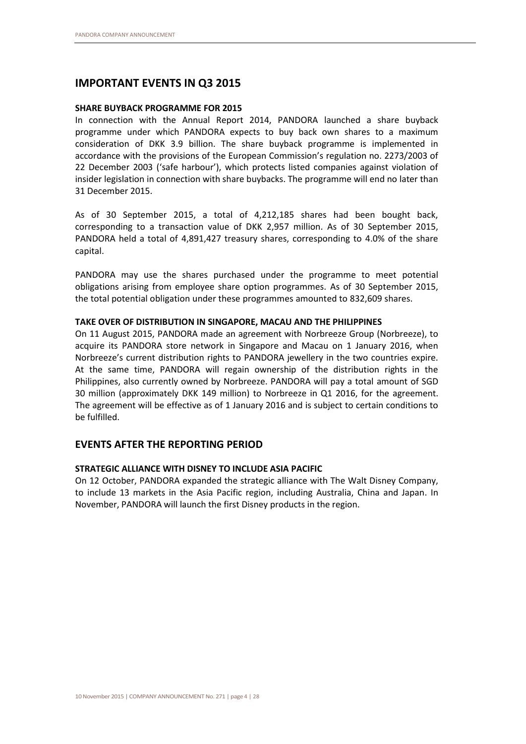## IMPORTANT EVENTS IN Q3 2015

**SHARE BUYBACK PROGRAMME FOR 2015**

In connection with the Annual Report 2014, PANDORA launched a share buyback programme under which PANDORA expects to buy back own shares to a maximum consideration of DKK 3.9 billion. The share buyback programme is implemented in accordance with the provisions of the European Commission's regulation no. 2273/2003 of 22 December 2003 ('safe harbour'), which protects listed companies against violation of insider legislation in connection with share buybacks. The programme will end no later than 31 December 2015.

As of 30 September 2015, a total of 4,212,185 shares had been bought back, corresponding to a transaction value of DKK 2,957 million. As of 30 September 2015, PANDORA held a total of 4,891,427 treasury shares, corresponding to 4.0% of the share capital.

PANDORA may use the shares purchased under the programme to meet potential obligations arising from employee share option programmes. As of 30 September 2015, the total potential obligation under these programmes amounted to 832,609 shares.

**TAKE OVER OF DISTRIBUTION IN SINGAPORE, MACAU AND THE PHILIPPINES**

On 11 August 2015, PANDORA made an agreement with Norbreeze Group (Norbreeze), to acquire its PANDORA store network in Singapore and Macau on 1 January 2016, when Norbreeze's current distribution rights to PANDORA jewellery in the two countries expire. At the same time, PANDORA will regain ownership of the distribution rights in the Philippines, also currently owned by Norbreeze. PANDORA will pay a total amount of SGD 30 million (approximately DKK 149 million) to Norbreeze in Q1 2016, for the agreement. The agreement will be effective as of 1 January 2016 and is subject to certain conditions to be fulfilled.

## EVENTS AFTER THE REPORTING PERIOD

**STRATEGIC ALLIANCE WITH DISNEY TO INCLUDE ASIA PACIFIC**

On 12 October, PANDORA expanded the strategic alliance with The Walt Disney Company, to include 13 markets in the Asia Pacific region, including Australia, China and Japan. In November, PANDORA will launch the first Disney products in the region.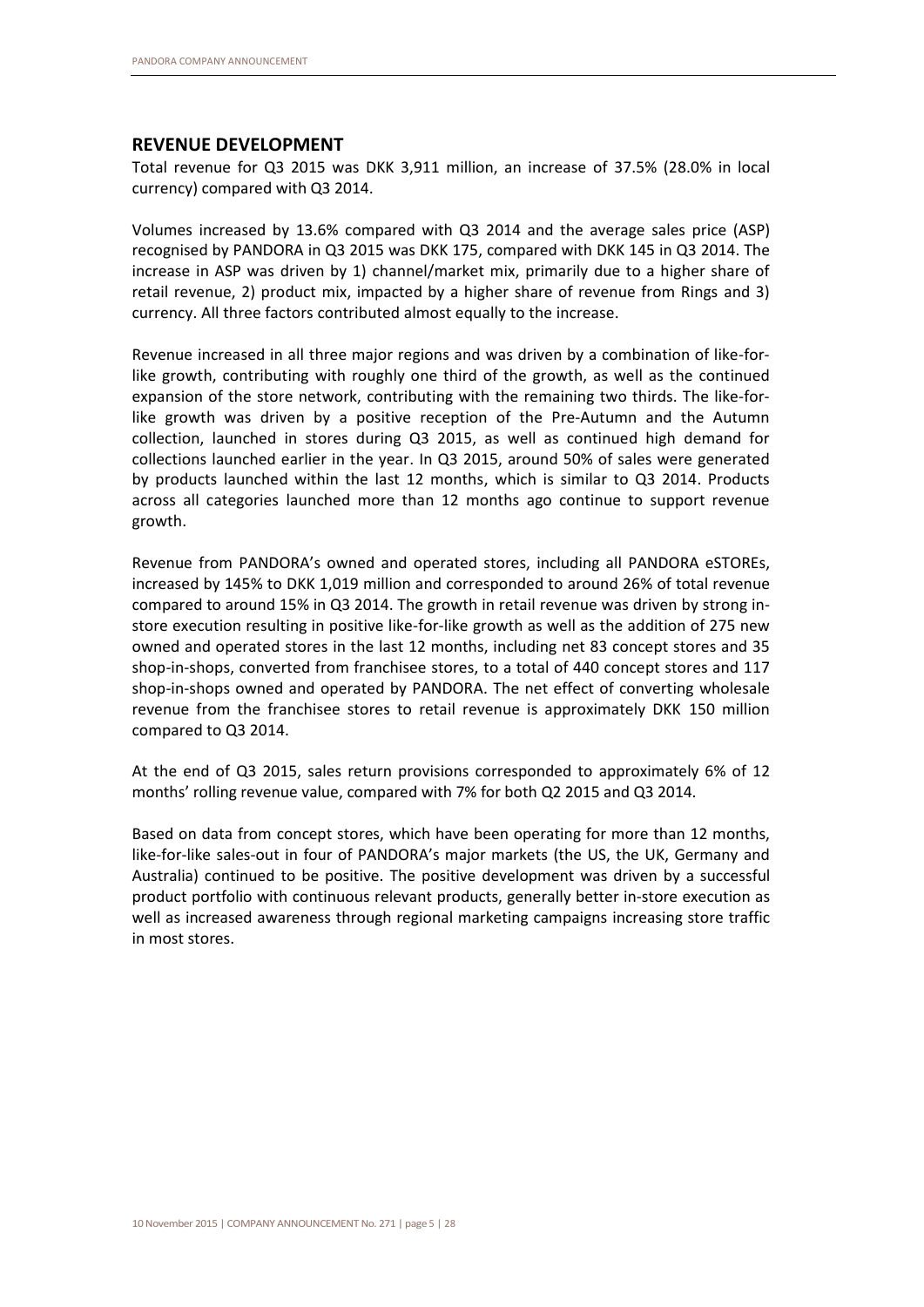## REVENUE DEVELOPMENT

Total revenue for Q3 2015 was DKK 3,911 million, an increase of 37.5% (28.0% in local currency) compared with Q3 2014.

Volumes increased by 13.6% compared with Q3 2014 and the average sales price (ASP) recognised by PANDORA in Q3 2015 was DKK 175, compared with DKK 145 in Q3 2014. The increase in ASP was driven by 1) channel/market mix, primarily due to a higher share of retail revenue, 2) product mix, impacted by a higher share of revenue from Rings and 3) currency. All three factors contributed almost equally to the increase.

Revenue increased in all three major regions and was driven by a combination of like-for-like growth, contributing with roughly one third of the growth, as well as the continued expansion of the store network, contributing with the remaining two thirds. The like-for-like growth was driven by a positive reception of the Pre-Autumn and the Autumn collection, launched in stores during Q3 2015, as well as continued high demand for collections launched earlier in the year. In Q3 2015, around 50% of sales were generated by products launched within the last 12 months, which is similar to Q3 2014. Products across all categories launched more than 12 months ago continue to support revenue growth.

Revenue from PANDORA's owned and operated stores, including all PANDORA eSTOREs, increased by 145% to DKK 1,019 million and corresponded to around 26% of total revenue compared to around 15% in Q3 2014. The growth in retail revenue was driven by strong in-store execution resulting in positive like-for-like growth as well as the addition of 275 new owned and operated stores in the last 12 months, including net 83 concept stores and 35 shop-in-shops, converted from franchisee stores, to a total of 440 concept stores and 117 shop-in-shops owned and operated by PANDORA. The net effect of converting wholesale revenue from the franchisee stores to retail revenue is approximately DKK 150 million compared to Q3 2014.

At the end of Q3 2015, sales return provisions corresponded to approximately 6% of 12 months' rolling revenue value, compared with 7% for both Q2 2015 and Q3 2014.

Based on data from concept stores, which have been operating for more than 12 months, like-for-like sales-out in four of PANDORA's major markets (the US, the UK, Germany and Australia) continued to be positive. The positive development was driven by a successful product portfolio with continuous relevant products, generally better in-store execution as well as increased awareness through regional marketing campaigns increasing store traffic in most stores.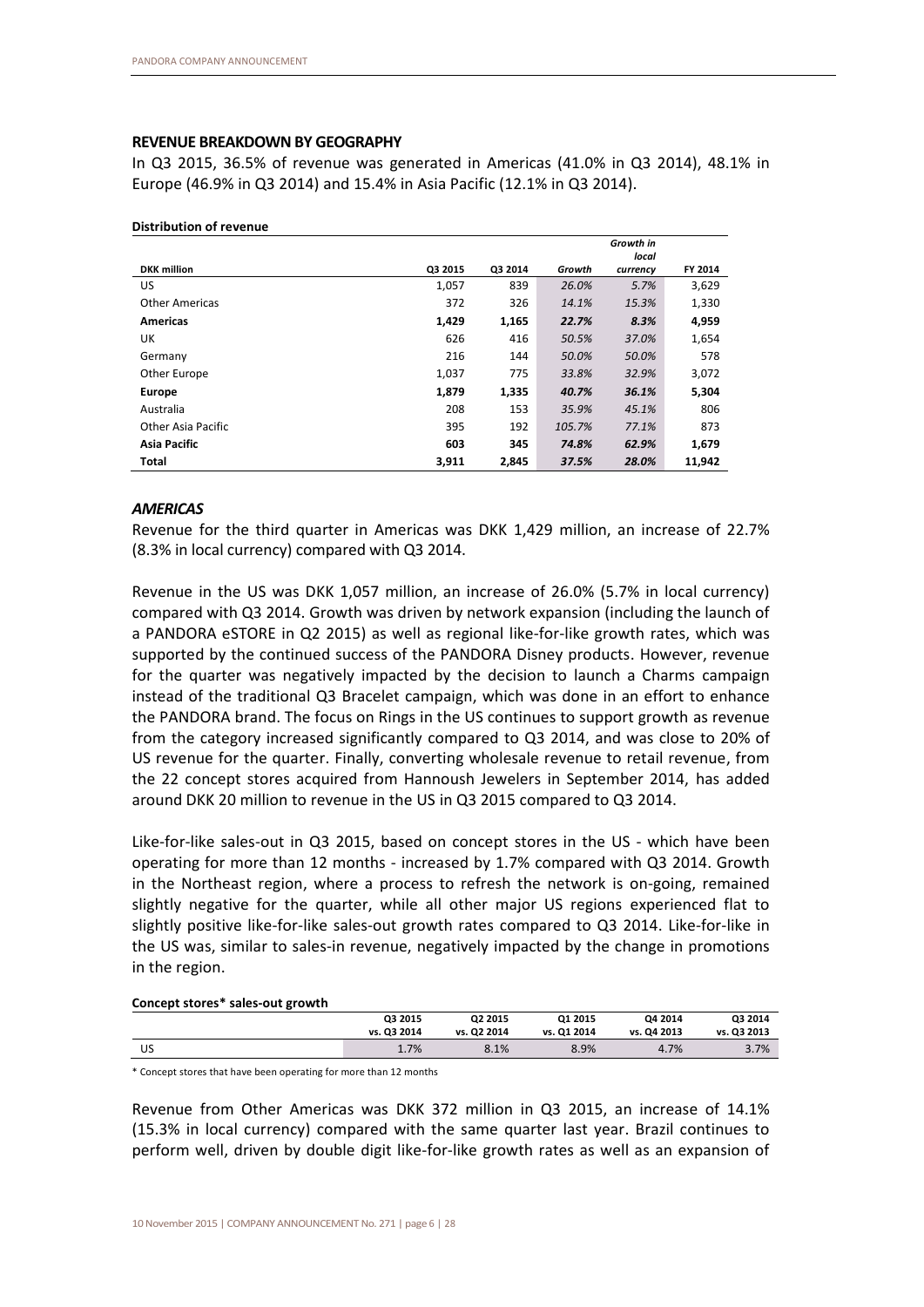## REVENUE BREAKDOWN BY GEOGRAPHY

In Q3 2015, 36.5% of revenue was generated in Americas (41.0% in Q3 2014), 48.1% in Europe (46.9% in Q3 2014) and 15.4% in Asia Pacific (12.1% in Q3 2014).

**Distribution of revenue**

| DKK million | Q3 2015 | Q3 2014 | *Growth* | *Growth in local currency* | FY 2014 |
|---|---|---|---|---|---|
| US | 1,057 | 839 | *26.0%* | *5.7%* | 3,629 |
| Other Americas | 372 | 326 | *14.1%* | *15.3%* | 1,330 |
| **Americas** | **1,429** | **1,165** | ***22.7%*** | ***8.3%*** | **4,959** |
| UK | 626 | 416 | *50.5%* | *37.0%* | 1,654 |
| Germany | 216 | 144 | *50.0%* | *50.0%* | 578 |
| Other Europe | 1,037 | 775 | *33.8%* | *32.9%* | 3,072 |
| **Europe** | **1,879** | **1,335** | ***40.7%*** | ***36.1%*** | **5,304** |
| Australia | 208 | 153 | *35.9%* | *45.1%* | 806 |
| Other Asia Pacific | 395 | 192 | *105.7%* | *77.1%* | 873 |
| **Asia Pacific** | **603** | **345** | ***74.8%*** | ***62.9%*** | **1,679** |
| **Total** | **3,911** | **2,845** | ***37.5%*** | ***28.0%*** | **11,942** |

### *AMERICAS*

Revenue for the third quarter in Americas was DKK 1,429 million, an increase of 22.7% (8.3% in local currency) compared with Q3 2014.

Revenue in the US was DKK 1,057 million, an increase of 26.0% (5.7% in local currency) compared with Q3 2014. Growth was driven by network expansion (including the launch of a PANDORA eSTORE in Q2 2015) as well as regional like-for-like growth rates, which was supported by the continued success of the PANDORA Disney products. However, revenue for the quarter was negatively impacted by the decision to launch a Charms campaign instead of the traditional Q3 Bracelet campaign, which was done in an effort to enhance the PANDORA brand. The focus on Rings in the US continues to support growth as revenue from the category increased significantly compared to Q3 2014, and was close to 20% of US revenue for the quarter. Finally, converting wholesale revenue to retail revenue, from the 22 concept stores acquired from Hannoush Jewelers in September 2014, has added around DKK 20 million to revenue in the US in Q3 2015 compared to Q3 2014.

Like-for-like sales-out in Q3 2015, based on concept stores in the US - which have been operating for more than 12 months - increased by 1.7% compared with Q3 2014. Growth in the Northeast region, where a process to refresh the network is on-going, remained slightly negative for the quarter, while all other major US regions experienced flat to slightly positive like-for-like sales-out growth rates compared to Q3 2014. Like-for-like in the US was, similar to sales-in revenue, negatively impacted by the change in promotions in the region.

**Concept stores* sales-out growth**

| | Q3 2015 vs. Q3 2014 | Q2 2015 vs. Q2 2014 | Q1 2015 vs. Q1 2014 | Q4 2014 vs. Q4 2013 | Q3 2014 vs. Q3 2013 |
|---|---|---|---|---|---|
| US | 1.7% | 8.1% | 8.9% | 4.7% | 3.7% |

\* Concept stores that have been operating for more than 12 months

Revenue from Other Americas was DKK 372 million in Q3 2015, an increase of 14.1% (15.3% in local currency) compared with the same quarter last year. Brazil continues to perform well, driven by double digit like-for-like growth rates as well as an expansion of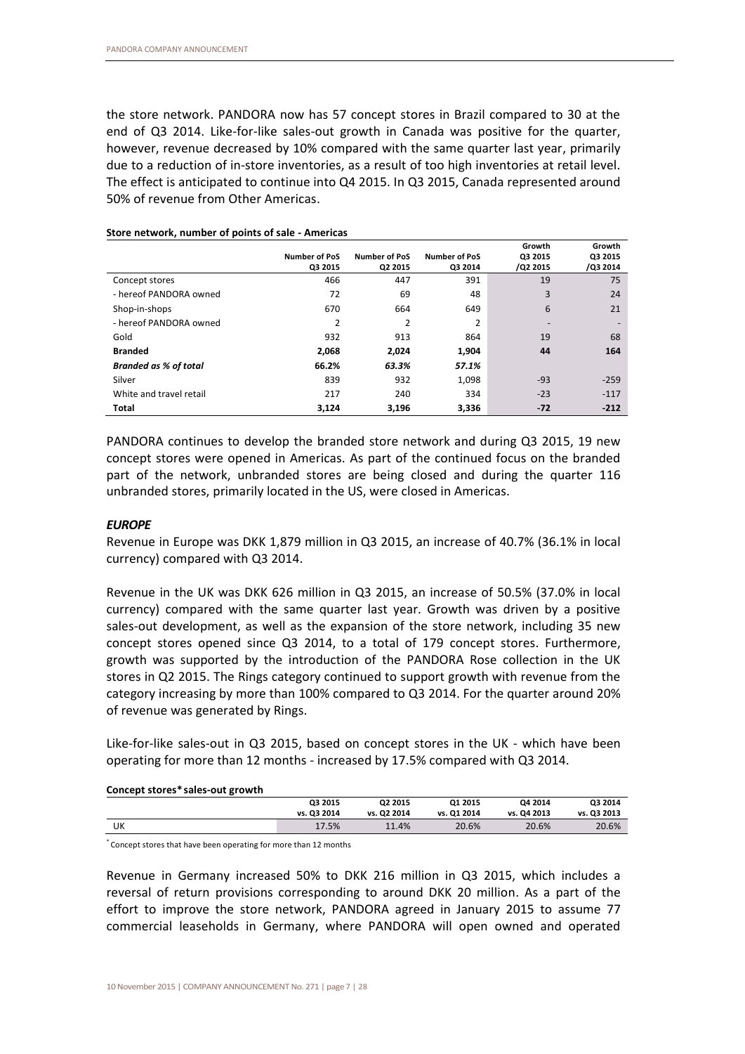the store network. PANDORA now has 57 concept stores in Brazil compared to 30 at the end of Q3 2014. Like-for-like sales-out growth in Canada was positive for the quarter, however, revenue decreased by 10% compared with the same quarter last year, primarily due to a reduction of in-store inventories, as a result of too high inventories at retail level. The effect is anticipated to continue into Q4 2015. In Q3 2015, Canada represented around 50% of revenue from Other Americas.

**Store network, number of points of sale - Americas**

| | Number of PoS Q3 2015 | Number of PoS Q2 2015 | Number of PoS Q3 2014 | Growth Q3 2015 /Q2 2015 | Growth Q3 2015 /Q3 2014 |
|---|---|---|---|---|---|
| Concept stores | 466 | 447 | 391 | 19 | 75 |
| - hereof PANDORA owned | 72 | 69 | 48 | 3 | 24 |
| Shop-in-shops | 670 | 664 | 649 | 6 | 21 |
| - hereof PANDORA owned | 2 | 2 | 2 | - | - |
| Gold | 932 | 913 | 864 | 19 | 68 |
| **Branded** | **2,068** | **2,024** | **1,904** | **44** | **164** |
| ***Branded as % of total*** | **66.2%** | ***63.3%*** | ***57.1%*** | | |
| Silver | 839 | 932 | 1,098 | -93 | -259 |
| White and travel retail | 217 | 240 | 334 | -23 | -117 |
| **Total** | **3,124** | **3,196** | **3,336** | **-72** | **-212** |

PANDORA continues to develop the branded store network and during Q3 2015, 19 new concept stores were opened in Americas. As part of the continued focus on the branded part of the network, unbranded stores are being closed and during the quarter 116 unbranded stores, primarily located in the US, were closed in Americas.

### *EUROPE*

Revenue in Europe was DKK 1,879 million in Q3 2015, an increase of 40.7% (36.1% in local currency) compared with Q3 2014.

Revenue in the UK was DKK 626 million in Q3 2015, an increase of 50.5% (37.0% in local currency) compared with the same quarter last year. Growth was driven by a positive sales-out development, as well as the expansion of the store network, including 35 new concept stores opened since Q3 2014, to a total of 179 concept stores. Furthermore, growth was supported by the introduction of the PANDORA Rose collection in the UK stores in Q2 2015. The Rings category continued to support growth with revenue from the category increasing by more than 100% compared to Q3 2014. For the quarter around 20% of revenue was generated by Rings.

Like-for-like sales-out in Q3 2015, based on concept stores in the UK - which have been operating for more than 12 months - increased by 17.5% compared with Q3 2014.

**Concept stores\* sales-out growth**

| | Q3 2015 vs. Q3 2014 | Q2 2015 vs. Q2 2014 | Q1 2015 vs. Q1 2014 | Q4 2014 vs. Q4 2013 | Q3 2014 vs. Q3 2013 |
|---|---|---|---|---|---|
| UK | 17.5% | 11.4% | 20.6% | 20.6% | 20.6% |

\* Concept stores that have been operating for more than 12 months

Revenue in Germany increased 50% to DKK 216 million in Q3 2015, which includes a reversal of return provisions corresponding to around DKK 20 million. As a part of the effort to improve the store network, PANDORA agreed in January 2015 to assume 77 commercial leaseholds in Germany, where PANDORA will open owned and operated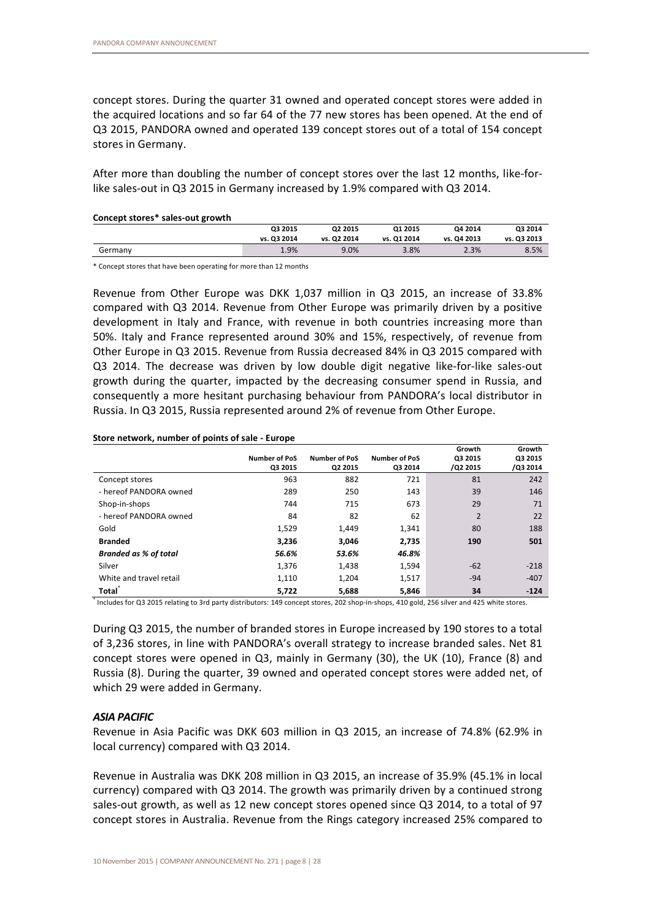concept stores. During the quarter 31 owned and operated concept stores were added in the acquired locations and so far 64 of the 77 new stores has been opened. At the end of Q3 2015, PANDORA owned and operated 139 concept stores out of a total of 154 concept stores in Germany.

After more than doubling the number of concept stores over the last 12 months, like-for-like sales-out in Q3 2015 in Germany increased by 1.9% compared with Q3 2014.

**Concept stores* sales-out growth**

| | Q3 2015 vs. Q3 2014 | Q2 2015 vs. Q2 2014 | Q1 2015 vs. Q1 2014 | Q4 2014 vs. Q4 2013 | Q3 2014 vs. Q3 2013 |
|---|---|---|---|---|---|
| Germany | 1.9% | 9.0% | 3.8% | 2.3% | 8.5% |

* Concept stores that have been operating for more than 12 months

Revenue from Other Europe was DKK 1,037 million in Q3 2015, an increase of 33.8% compared with Q3 2014. Revenue from Other Europe was primarily driven by a positive development in Italy and France, with revenue in both countries increasing more than 50%. Italy and France represented around 30% and 15%, respectively, of revenue from Other Europe in Q3 2015. Revenue from Russia decreased 84% in Q3 2015 compared with Q3 2014. The decrease was driven by low double digit negative like-for-like sales-out growth during the quarter, impacted by the decreasing consumer spend in Russia, and consequently a more hesitant purchasing behaviour from PANDORA's local distributor in Russia. In Q3 2015, Russia represented around 2% of revenue from Other Europe.

**Store network, number of points of sale - Europe**

| | Number of PoS Q3 2015 | Number of PoS Q2 2015 | Number of PoS Q3 2014 | Growth Q3 2015 /Q2 2015 | Growth Q3 2015 /Q3 2014 |
|---|---|---|---|---|---|
| Concept stores | 963 | 882 | 721 | 81 | 242 |
| - hereof PANDORA owned | 289 | 250 | 143 | 39 | 146 |
| Shop-in-shops | 744 | 715 | 673 | 29 | 71 |
| - hereof PANDORA owned | 84 | 82 | 62 | 2 | 22 |
| Gold | 1,529 | 1,449 | 1,341 | 80 | 188 |
| **Branded** | **3,236** | **3,046** | **2,735** | **190** | **501** |
| ***Branded as % of total*** | ***56.6%*** | ***53.6%*** | ***46.8%*** | | |
| Silver | 1,376 | 1,438 | 1,594 | -62 | -218 |
| White and travel retail | 1,110 | 1,204 | 1,517 | -94 | -407 |
| **Total*** | **5,722** | **5,688** | **5,846** | **34** | **-124** |

* Includes for Q3 2015 relating to 3rd party distributors: 149 concept stores, 202 shop-in-shops, 410 gold, 256 silver and 425 white stores.

During Q3 2015, the number of branded stores in Europe increased by 190 stores to a total of 3,236 stores, in line with PANDORA's overall strategy to increase branded sales. Net 81 concept stores were opened in Q3, mainly in Germany (30), the UK (10), France (8) and Russia (8). During the quarter, 39 owned and operated concept stores were added net, of which 29 were added in Germany.

### *ASIA PACIFIC*

Revenue in Asia Pacific was DKK 603 million in Q3 2015, an increase of 74.8% (62.9% in local currency) compared with Q3 2014.

Revenue in Australia was DKK 208 million in Q3 2015, an increase of 35.9% (45.1% in local currency) compared with Q3 2014. The growth was primarily driven by a continued strong sales-out growth, as well as 12 new concept stores opened since Q3 2014, to a total of 97 concept stores in Australia. Revenue from the Rings category increased 25% compared to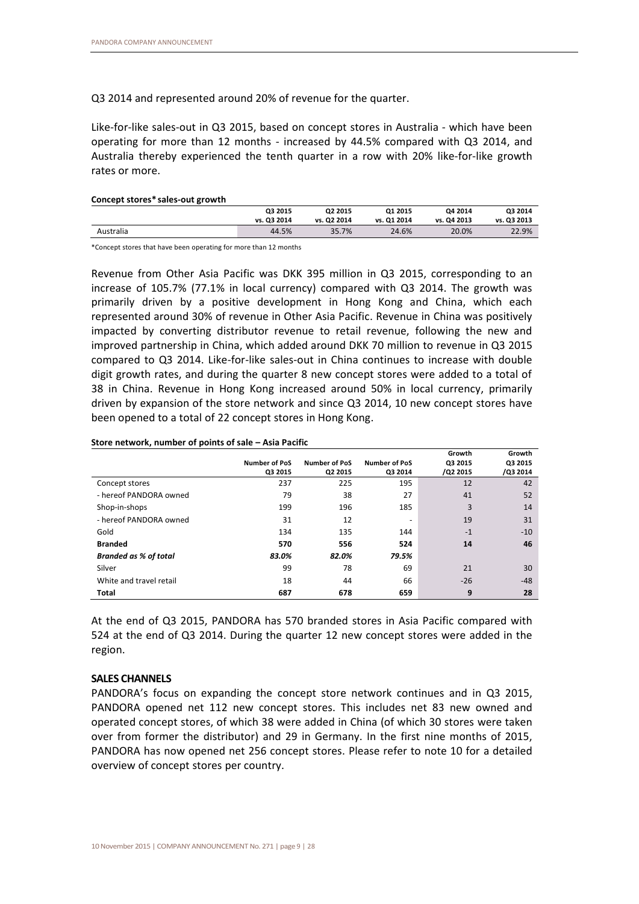Q3 2014 and represented around 20% of revenue for the quarter.

Like-for-like sales-out in Q3 2015, based on concept stores in Australia - which have been operating for more than 12 months - increased by 44.5% compared with Q3 2014, and Australia thereby experienced the tenth quarter in a row with 20% like-for-like growth rates or more.

**Concept stores* sales-out growth**

| | Q3 2015 vs. Q3 2014 | Q2 2015 vs. Q2 2014 | Q1 2015 vs. Q1 2014 | Q4 2014 vs. Q4 2013 | Q3 2014 vs. Q3 2013 |
|---|---|---|---|---|---|
| Australia | 44.5% | 35.7% | 24.6% | 20.0% | 22.9% |

*Concept stores that have been operating for more than 12 months

Revenue from Other Asia Pacific was DKK 395 million in Q3 2015, corresponding to an increase of 105.7% (77.1% in local currency) compared with Q3 2014. The growth was primarily driven by a positive development in Hong Kong and China, which each represented around 30% of revenue in Other Asia Pacific. Revenue in China was positively impacted by converting distributor revenue to retail revenue, following the new and improved partnership in China, which added around DKK 70 million to revenue in Q3 2015 compared to Q3 2014. Like-for-like sales-out in China continues to increase with double digit growth rates, and during the quarter 8 new concept stores were added to a total of 38 in China. Revenue in Hong Kong increased around 50% in local currency, primarily driven by expansion of the store network and since Q3 2014, 10 new concept stores have been opened to a total of 22 concept stores in Hong Kong.

**Store network, number of points of sale – Asia Pacific**

| | Number of PoS Q3 2015 | Number of PoS Q2 2015 | Number of PoS Q3 2014 | Growth Q3 2015 /Q2 2015 | Growth Q3 2015 /Q3 2014 |
|---|---|---|---|---|---|
| Concept stores | 237 | 225 | 195 | 12 | 42 |
| - hereof PANDORA owned | 79 | 38 | 27 | 41 | 52 |
| Shop-in-shops | 199 | 196 | 185 | 3 | 14 |
| - hereof PANDORA owned | 31 | 12 | - | 19 | 31 |
| Gold | 134 | 135 | 144 | -1 | -10 |
| **Branded** | **570** | **556** | **524** | **14** | **46** |
| ***Branded as % of total*** | ***83.0%*** | ***82.0%*** | ***79.5%*** | | |
| Silver | 99 | 78 | 69 | 21 | 30 |
| White and travel retail | 18 | 44 | 66 | -26 | -48 |
| **Total** | **687** | **678** | **659** | **9** | **28** |

At the end of Q3 2015, PANDORA has 570 branded stores in Asia Pacific compared with 524 at the end of Q3 2014. During the quarter 12 new concept stores were added in the region.

**SALES CHANNELS**

PANDORA's focus on expanding the concept store network continues and in Q3 2015, PANDORA opened net 112 new concept stores. This includes net 83 new owned and operated concept stores, of which 38 were added in China (of which 30 stores were taken over from former the distributor) and 29 in Germany. In the first nine months of 2015, PANDORA has now opened net 256 concept stores. Please refer to note 10 for a detailed overview of concept stores per country.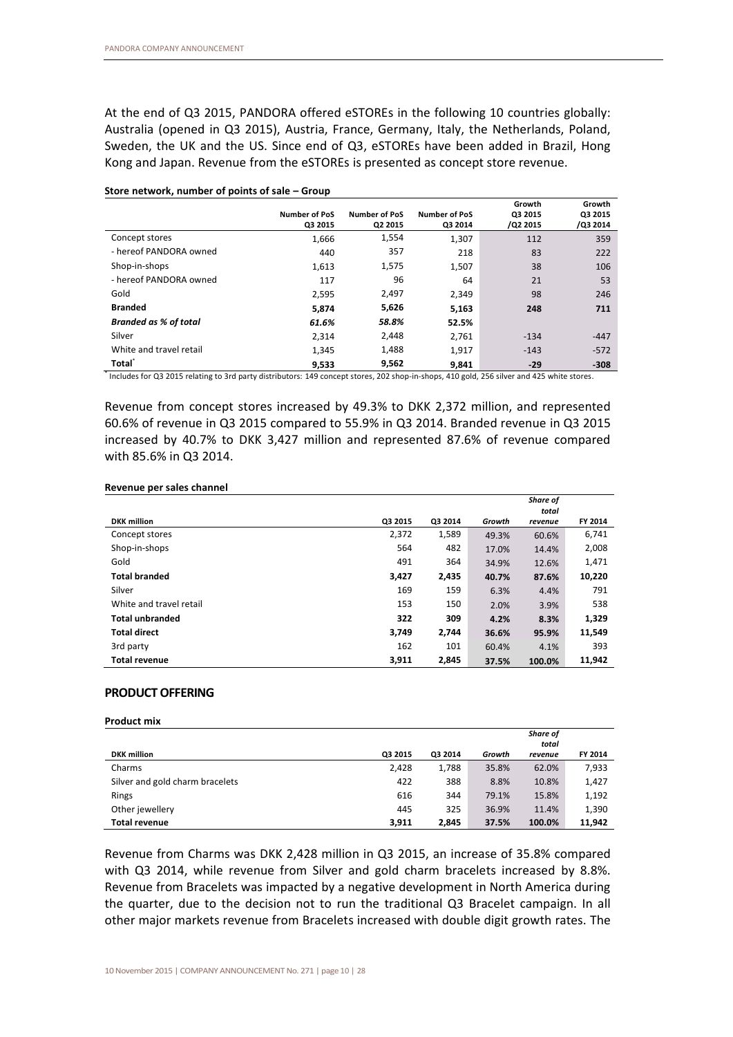At the end of Q3 2015, PANDORA offered eSTOREs in the following 10 countries globally: Australia (opened in Q3 2015), Austria, France, Germany, Italy, the Netherlands, Poland, Sweden, the UK and the US. Since end of Q3, eSTOREs have been added in Brazil, Hong Kong and Japan. Revenue from the eSTOREs is presented as concept store revenue.

**Store network, number of points of sale – Group**

| | Number of PoS Q3 2015 | Number of PoS Q2 2015 | Number of PoS Q3 2014 | Growth Q3 2015 /Q2 2015 | Growth Q3 2015 /Q3 2014 |
|---|---|---|---|---|---|
| Concept stores | 1,666 | 1,554 | 1,307 | 112 | 359 |
| - hereof PANDORA owned | 440 | 357 | 218 | 83 | 222 |
| Shop-in-shops | 1,613 | 1,575 | 1,507 | 38 | 106 |
| - hereof PANDORA owned | 117 | 96 | 64 | 21 | 53 |
| Gold | 2,595 | 2,497 | 2,349 | 98 | 246 |
| **Branded** | **5,874** | **5,626** | **5,163** | **248** | **711** |
| ***Branded as % of total*** | ***61.6%*** | ***58.8%*** | **52.5%** | | |
| Silver | 2,314 | 2,448 | 2,761 | -134 | -447 |
| White and travel retail | 1,345 | 1,488 | 1,917 | -143 | -572 |
| **Total*** | **9,533** | **9,562** | **9,841** | **-29** | **-308** |

* Includes for Q3 2015 relating to 3rd party distributors: 149 concept stores, 202 shop-in-shops, 410 gold, 256 silver and 425 white stores.

Revenue from concept stores increased by 49.3% to DKK 2,372 million, and represented 60.6% of revenue in Q3 2015 compared to 55.9% in Q3 2014. Branded revenue in Q3 2015 increased by 40.7% to DKK 3,427 million and represented 87.6% of revenue compared with 85.6% in Q3 2014.

**Revenue per sales channel**

| DKK million | Q3 2015 | Q3 2014 | *Growth* | *Share of total revenue* | FY 2014 |
|---|---|---|---|---|---|
| Concept stores | 2,372 | 1,589 | 49.3% | 60.6% | 6,741 |
| Shop-in-shops | 564 | 482 | 17.0% | 14.4% | 2,008 |
| Gold | 491 | 364 | 34.9% | 12.6% | 1,471 |
| **Total branded** | **3,427** | **2,435** | **40.7%** | **87.6%** | **10,220** |
| Silver | 169 | 159 | 6.3% | 4.4% | 791 |
| White and travel retail | 153 | 150 | 2.0% | 3.9% | 538 |
| **Total unbranded** | **322** | **309** | **4.2%** | **8.3%** | **1,329** |
| **Total direct** | **3,749** | **2,744** | **36.6%** | **95.9%** | **11,549** |
| 3rd party | 162 | 101 | 60.4% | 4.1% | 393 |
| **Total revenue** | **3,911** | **2,845** | **37.5%** | **100.0%** | **11,942** |

## PRODUCT OFFERING

**Product mix**

| DKK million | Q3 2015 | Q3 2014 | *Growth* | *Share of total revenue* | FY 2014 |
|---|---|---|---|---|---|
| Charms | 2,428 | 1,788 | 35.8% | 62.0% | 7,933 |
| Silver and gold charm bracelets | 422 | 388 | 8.8% | 10.8% | 1,427 |
| Rings | 616 | 344 | 79.1% | 15.8% | 1,192 |
| Other jewellery | 445 | 325 | 36.9% | 11.4% | 1,390 |
| **Total revenue** | **3,911** | **2,845** | **37.5%** | **100.0%** | **11,942** |

Revenue from Charms was DKK 2,428 million in Q3 2015, an increase of 35.8% compared with Q3 2014, while revenue from Silver and gold charm bracelets increased by 8.8%. Revenue from Bracelets was impacted by a negative development in North America during the quarter, due to the decision not to run the traditional Q3 Bracelet campaign. In all other major markets revenue from Bracelets increased with double digit growth rates. The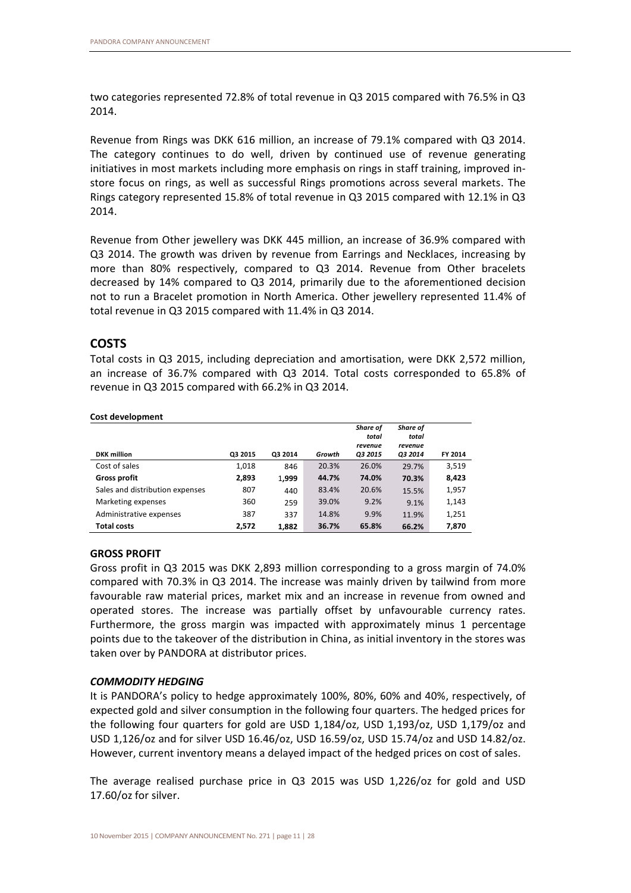two categories represented 72.8% of total revenue in Q3 2015 compared with 76.5% in Q3 2014.

Revenue from Rings was DKK 616 million, an increase of 79.1% compared with Q3 2014. The category continues to do well, driven by continued use of revenue generating initiatives in most markets including more emphasis on rings in staff training, improved in-store focus on rings, as well as successful Rings promotions across several markets. The Rings category represented 15.8% of total revenue in Q3 2015 compared with 12.1% in Q3 2014.

Revenue from Other jewellery was DKK 445 million, an increase of 36.9% compared with Q3 2014. The growth was driven by revenue from Earrings and Necklaces, increasing by more than 80% respectively, compared to Q3 2014. Revenue from Other bracelets decreased by 14% compared to Q3 2014, primarily due to the aforementioned decision not to run a Bracelet promotion in North America. Other jewellery represented 11.4% of total revenue in Q3 2015 compared with 11.4% in Q3 2014.

## COSTS

Total costs in Q3 2015, including depreciation and amortisation, were DKK 2,572 million, an increase of 36.7% compared with Q3 2014. Total costs corresponded to 65.8% of revenue in Q3 2015 compared with 66.2% in Q3 2014.

**Cost development**

| DKK million | Q3 2015 | Q3 2014 | *Growth* | *Share of total revenue Q3 2015* | *Share of total revenue Q3 2014* | FY 2014 |
|---|---|---|---|---|---|---|
| Cost of sales | 1,018 | 846 | 20.3% | 26.0% | 29.7% | 3,519 |
| **Gross profit** | **2,893** | **1,999** | **44.7%** | **74.0%** | **70.3%** | **8,423** |
| Sales and distribution expenses | 807 | 440 | 83.4% | 20.6% | 15.5% | 1,957 |
| Marketing expenses | 360 | 259 | 39.0% | 9.2% | 9.1% | 1,143 |
| Administrative expenses | 387 | 337 | 14.8% | 9.9% | 11.9% | 1,251 |
| **Total costs** | **2,572** | **1,882** | **36.7%** | **65.8%** | **66.2%** | **7,870** |

### GROSS PROFIT

Gross profit in Q3 2015 was DKK 2,893 million corresponding to a gross margin of 74.0% compared with 70.3% in Q3 2014. The increase was mainly driven by tailwind from more favourable raw material prices, market mix and an increase in revenue from owned and operated stores. The increase was partially offset by unfavourable currency rates. Furthermore, the gross margin was impacted with approximately minus 1 percentage points due to the takeover of the distribution in China, as initial inventory in the stores was taken over by PANDORA at distributor prices.

### *COMMODITY HEDGING*

It is PANDORA's policy to hedge approximately 100%, 80%, 60% and 40%, respectively, of expected gold and silver consumption in the following four quarters. The hedged prices for the following four quarters for gold are USD 1,184/oz, USD 1,193/oz, USD 1,179/oz and USD 1,126/oz and for silver USD 16.46/oz, USD 16.59/oz, USD 15.74/oz and USD 14.82/oz. However, current inventory means a delayed impact of the hedged prices on cost of sales.

The average realised purchase price in Q3 2015 was USD 1,226/oz for gold and USD 17.60/oz for silver.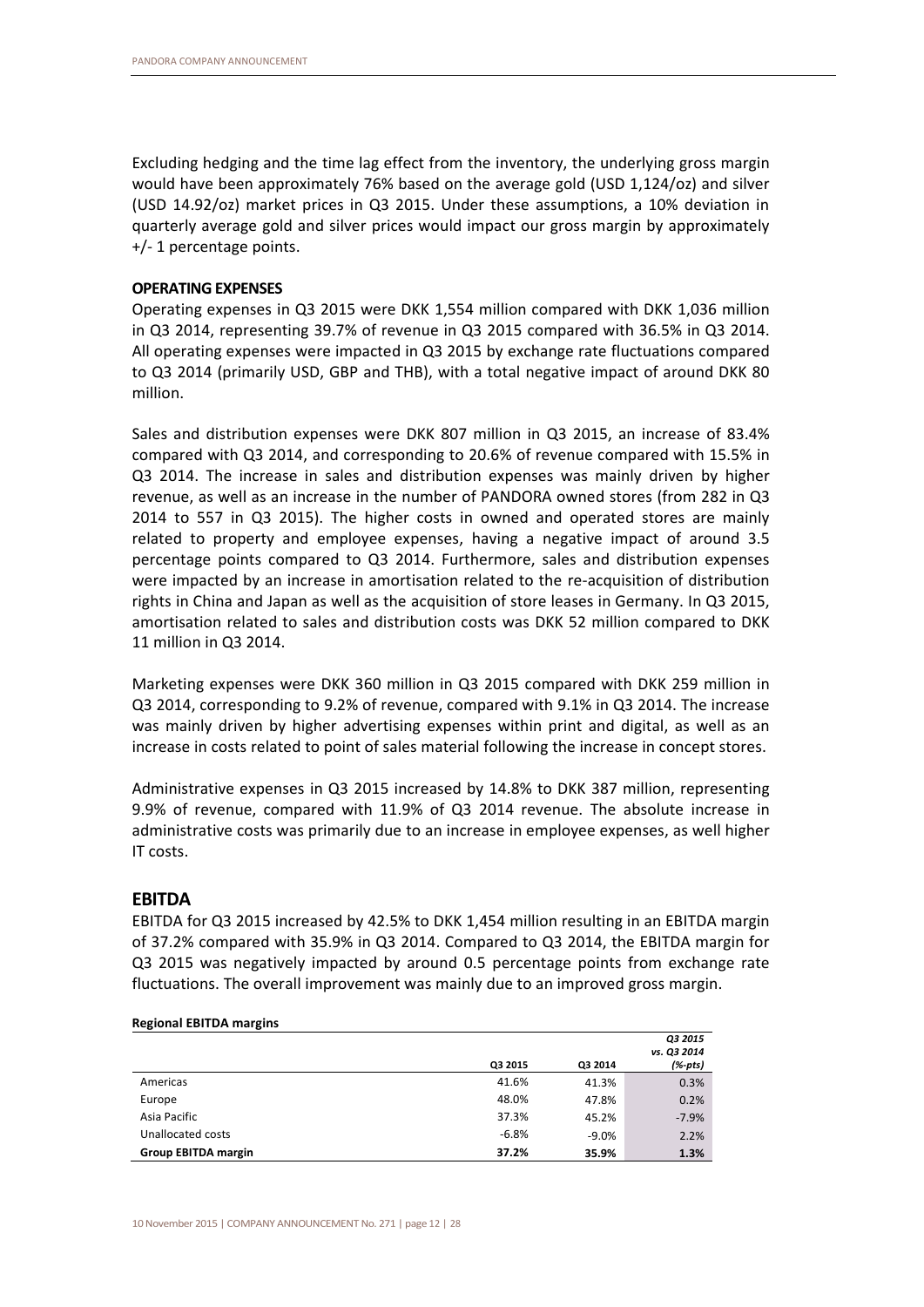Excluding hedging and the time lag effect from the inventory, the underlying gross margin would have been approximately 76% based on the average gold (USD 1,124/oz) and silver (USD 14.92/oz) market prices in Q3 2015. Under these assumptions, a 10% deviation in quarterly average gold and silver prices would impact our gross margin by approximately +/- 1 percentage points.

**OPERATING EXPENSES**

Operating expenses in Q3 2015 were DKK 1,554 million compared with DKK 1,036 million in Q3 2014, representing 39.7% of revenue in Q3 2015 compared with 36.5% in Q3 2014. All operating expenses were impacted in Q3 2015 by exchange rate fluctuations compared to Q3 2014 (primarily USD, GBP and THB), with a total negative impact of around DKK 80 million.

Sales and distribution expenses were DKK 807 million in Q3 2015, an increase of 83.4% compared with Q3 2014, and corresponding to 20.6% of revenue compared with 15.5% in Q3 2014. The increase in sales and distribution expenses was mainly driven by higher revenue, as well as an increase in the number of PANDORA owned stores (from 282 in Q3 2014 to 557 in Q3 2015). The higher costs in owned and operated stores are mainly related to property and employee expenses, having a negative impact of around 3.5 percentage points compared to Q3 2014. Furthermore, sales and distribution expenses were impacted by an increase in amortisation related to the re-acquisition of distribution rights in China and Japan as well as the acquisition of store leases in Germany. In Q3 2015, amortisation related to sales and distribution costs was DKK 52 million compared to DKK 11 million in Q3 2014.

Marketing expenses were DKK 360 million in Q3 2015 compared with DKK 259 million in Q3 2014, corresponding to 9.2% of revenue, compared with 9.1% in Q3 2014. The increase was mainly driven by higher advertising expenses within print and digital, as well as an increase in costs related to point of sales material following the increase in concept stores.

Administrative expenses in Q3 2015 increased by 14.8% to DKK 387 million, representing 9.9% of revenue, compared with 11.9% of Q3 2014 revenue. The absolute increase in administrative costs was primarily due to an increase in employee expenses, as well higher IT costs.

## EBITDA

EBITDA for Q3 2015 increased by 42.5% to DKK 1,454 million resulting in an EBITDA margin of 37.2% compared with 35.9% in Q3 2014. Compared to Q3 2014, the EBITDA margin for Q3 2015 was negatively impacted by around 0.5 percentage points from exchange rate fluctuations. The overall improvement was mainly due to an improved gross margin.

**Regional EBITDA margins**

| | Q3 2015 | Q3 2014 | *Q3 2015 vs. Q3 2014 (%-pts)* |
|---|---|---|---|
| Americas | 41.6% | 41.3% | 0.3% |
| Europe | 48.0% | 47.8% | 0.2% |
| Asia Pacific | 37.3% | 45.2% | -7.9% |
| Unallocated costs | -6.8% | -9.0% | 2.2% |
| **Group EBITDA margin** | **37.2%** | **35.9%** | **1.3%** |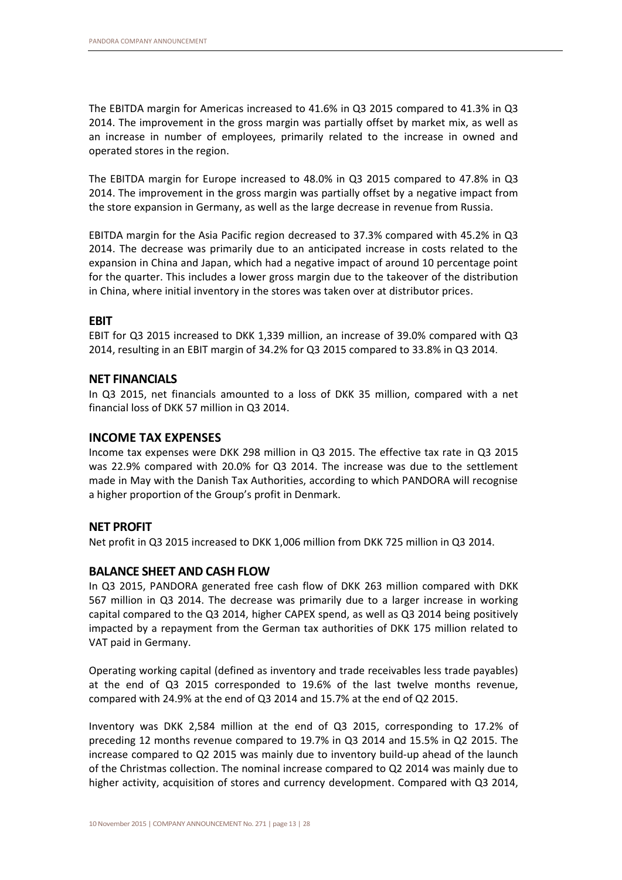The EBITDA margin for Americas increased to 41.6% in Q3 2015 compared to 41.3% in Q3 2014. The improvement in the gross margin was partially offset by market mix, as well as an increase in number of employees, primarily related to the increase in owned and operated stores in the region.

The EBITDA margin for Europe increased to 48.0% in Q3 2015 compared to 47.8% in Q3 2014. The improvement in the gross margin was partially offset by a negative impact from the store expansion in Germany, as well as the large decrease in revenue from Russia.

EBITDA margin for the Asia Pacific region decreased to 37.3% compared with 45.2% in Q3 2014. The decrease was primarily due to an anticipated increase in costs related to the expansion in China and Japan, which had a negative impact of around 10 percentage point for the quarter. This includes a lower gross margin due to the takeover of the distribution in China, where initial inventory in the stores was taken over at distributor prices.

## EBIT

EBIT for Q3 2015 increased to DKK 1,339 million, an increase of 39.0% compared with Q3 2014, resulting in an EBIT margin of 34.2% for Q3 2015 compared to 33.8% in Q3 2014.

## NET FINANCIALS

In Q3 2015, net financials amounted to a loss of DKK 35 million, compared with a net financial loss of DKK 57 million in Q3 2014.

## INCOME TAX EXPENSES

Income tax expenses were DKK 298 million in Q3 2015. The effective tax rate in Q3 2015 was 22.9% compared with 20.0% for Q3 2014. The increase was due to the settlement made in May with the Danish Tax Authorities, according to which PANDORA will recognise a higher proportion of the Group's profit in Denmark.

## NET PROFIT

Net profit in Q3 2015 increased to DKK 1,006 million from DKK 725 million in Q3 2014.

## BALANCE SHEET AND CASH FLOW

In Q3 2015, PANDORA generated free cash flow of DKK 263 million compared with DKK 567 million in Q3 2014. The decrease was primarily due to a larger increase in working capital compared to the Q3 2014, higher CAPEX spend, as well as Q3 2014 being positively impacted by a repayment from the German tax authorities of DKK 175 million related to VAT paid in Germany.

Operating working capital (defined as inventory and trade receivables less trade payables) at the end of Q3 2015 corresponded to 19.6% of the last twelve months revenue, compared with 24.9% at the end of Q3 2014 and 15.7% at the end of Q2 2015.

Inventory was DKK 2,584 million at the end of Q3 2015, corresponding to 17.2% of preceding 12 months revenue compared to 19.7% in Q3 2014 and 15.5% in Q2 2015. The increase compared to Q2 2015 was mainly due to inventory build-up ahead of the launch of the Christmas collection. The nominal increase compared to Q2 2014 was mainly due to higher activity, acquisition of stores and currency development. Compared with Q3 2014,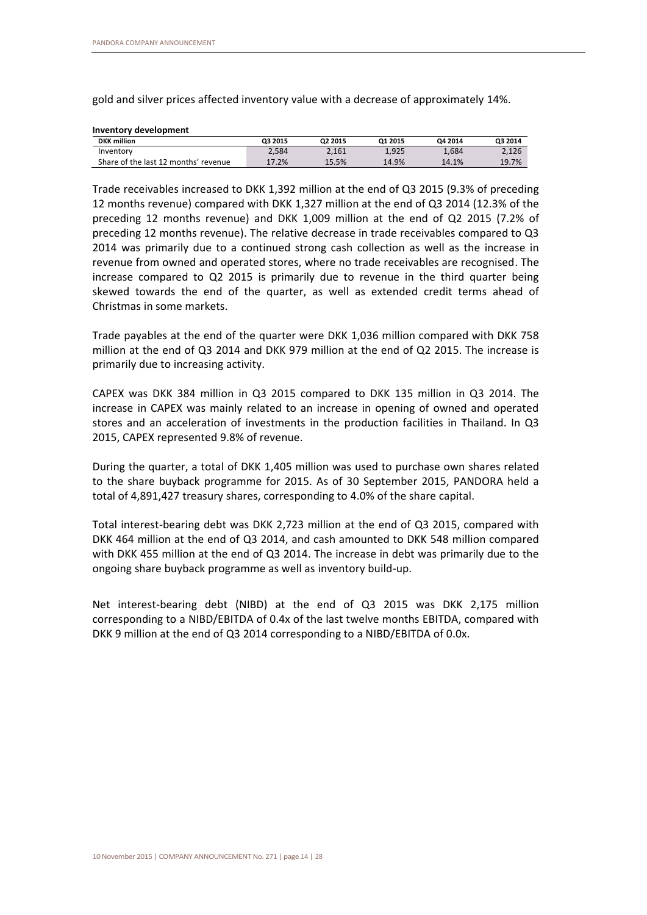gold and silver prices affected inventory value with a decrease of approximately 14%.

**Inventory development**

| DKK million | Q3 2015 | Q2 2015 | Q1 2015 | Q4 2014 | Q3 2014 |
|---|---|---|---|---|---|
| Inventory | 2,584 | 2,161 | 1,925 | 1,684 | 2,126 |
| Share of the last 12 months' revenue | 17.2% | 15.5% | 14.9% | 14.1% | 19.7% |

Trade receivables increased to DKK 1,392 million at the end of Q3 2015 (9.3% of preceding 12 months revenue) compared with DKK 1,327 million at the end of Q3 2014 (12.3% of the preceding 12 months revenue) and DKK 1,009 million at the end of Q2 2015 (7.2% of preceding 12 months revenue). The relative decrease in trade receivables compared to Q3 2014 was primarily due to a continued strong cash collection as well as the increase in revenue from owned and operated stores, where no trade receivables are recognised. The increase compared to Q2 2015 is primarily due to revenue in the third quarter being skewed towards the end of the quarter, as well as extended credit terms ahead of Christmas in some markets.

Trade payables at the end of the quarter were DKK 1,036 million compared with DKK 758 million at the end of Q3 2014 and DKK 979 million at the end of Q2 2015. The increase is primarily due to increasing activity.

CAPEX was DKK 384 million in Q3 2015 compared to DKK 135 million in Q3 2014. The increase in CAPEX was mainly related to an increase in opening of owned and operated stores and an acceleration of investments in the production facilities in Thailand. In Q3 2015, CAPEX represented 9.8% of revenue.

During the quarter, a total of DKK 1,405 million was used to purchase own shares related to the share buyback programme for 2015. As of 30 September 2015, PANDORA held a total of 4,891,427 treasury shares, corresponding to 4.0% of the share capital.

Total interest-bearing debt was DKK 2,723 million at the end of Q3 2015, compared with DKK 464 million at the end of Q3 2014, and cash amounted to DKK 548 million compared with DKK 455 million at the end of Q3 2014. The increase in debt was primarily due to the ongoing share buyback programme as well as inventory build-up.

Net interest-bearing debt (NIBD) at the end of Q3 2015 was DKK 2,175 million corresponding to a NIBD/EBITDA of 0.4x of the last twelve months EBITDA, compared with DKK 9 million at the end of Q3 2014 corresponding to a NIBD/EBITDA of 0.0x.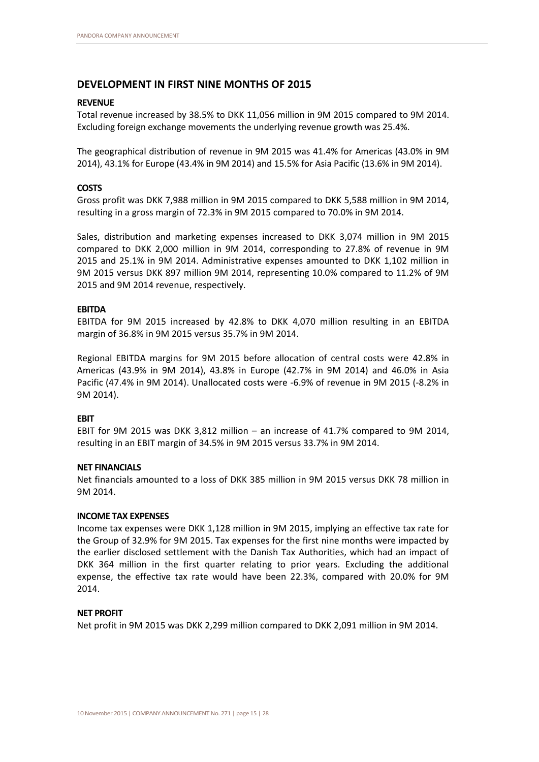## DEVELOPMENT IN FIRST NINE MONTHS OF 2015

### REVENUE

Total revenue increased by 38.5% to DKK 11,056 million in 9M 2015 compared to 9M 2014. Excluding foreign exchange movements the underlying revenue growth was 25.4%.

The geographical distribution of revenue in 9M 2015 was 41.4% for Americas (43.0% in 9M 2014), 43.1% for Europe (43.4% in 9M 2014) and 15.5% for Asia Pacific (13.6% in 9M 2014).

### COSTS

Gross profit was DKK 7,988 million in 9M 2015 compared to DKK 5,588 million in 9M 2014, resulting in a gross margin of 72.3% in 9M 2015 compared to 70.0% in 9M 2014.

Sales, distribution and marketing expenses increased to DKK 3,074 million in 9M 2015 compared to DKK 2,000 million in 9M 2014, corresponding to 27.8% of revenue in 9M 2015 and 25.1% in 9M 2014. Administrative expenses amounted to DKK 1,102 million in 9M 2015 versus DKK 897 million 9M 2014, representing 10.0% compared to 11.2% of 9M 2015 and 9M 2014 revenue, respectively.

### EBITDA

EBITDA for 9M 2015 increased by 42.8% to DKK 4,070 million resulting in an EBITDA margin of 36.8% in 9M 2015 versus 35.7% in 9M 2014.

Regional EBITDA margins for 9M 2015 before allocation of central costs were 42.8% in Americas (43.9% in 9M 2014), 43.8% in Europe (42.7% in 9M 2014) and 46.0% in Asia Pacific (47.4% in 9M 2014). Unallocated costs were -6.9% of revenue in 9M 2015 (-8.2% in 9M 2014).

### EBIT

EBIT for 9M 2015 was DKK 3,812 million – an increase of 41.7% compared to 9M 2014, resulting in an EBIT margin of 34.5% in 9M 2015 versus 33.7% in 9M 2014.

### NET FINANCIALS

Net financials amounted to a loss of DKK 385 million in 9M 2015 versus DKK 78 million in 9M 2014.

### INCOME TAX EXPENSES

Income tax expenses were DKK 1,128 million in 9M 2015, implying an effective tax rate for the Group of 32.9% for 9M 2015. Tax expenses for the first nine months were impacted by the earlier disclosed settlement with the Danish Tax Authorities, which had an impact of DKK 364 million in the first quarter relating to prior years. Excluding the additional expense, the effective tax rate would have been 22.3%, compared with 20.0% for 9M 2014.

### NET PROFIT

Net profit in 9M 2015 was DKK 2,299 million compared to DKK 2,091 million in 9M 2014.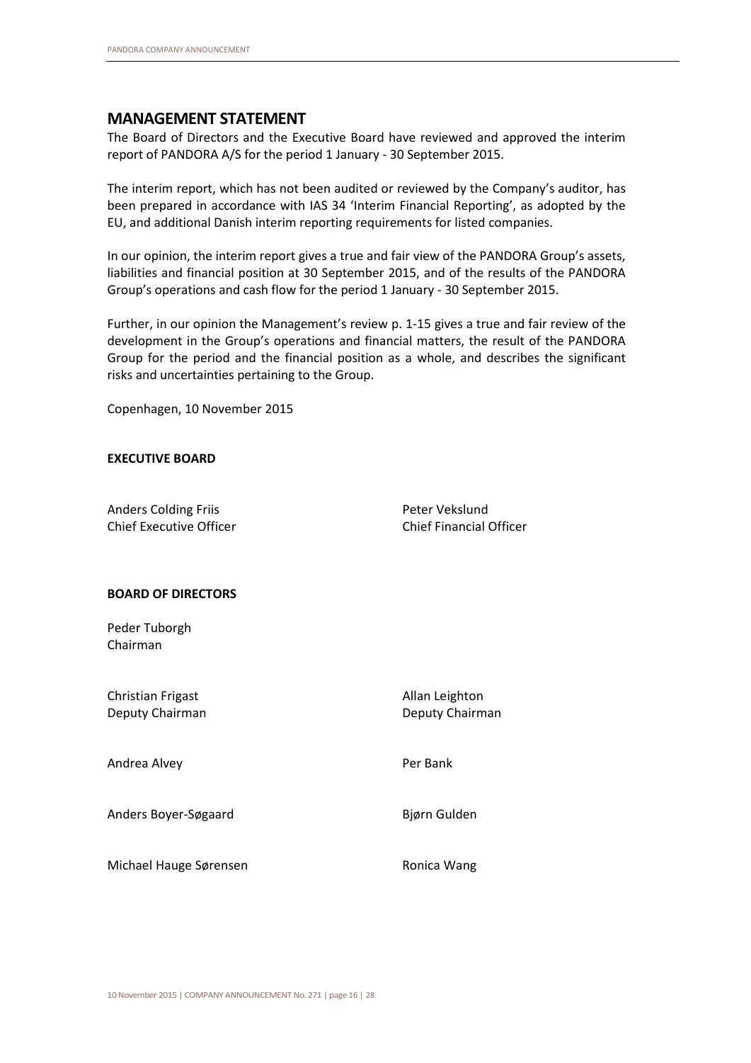## MANAGEMENT STATEMENT

The Board of Directors and the Executive Board have reviewed and approved the interim report of PANDORA A/S for the period 1 January - 30 September 2015.

The interim report, which has not been audited or reviewed by the Company's auditor, has been prepared in accordance with IAS 34 'Interim Financial Reporting', as adopted by the EU, and additional Danish interim reporting requirements for listed companies.

In our opinion, the interim report gives a true and fair view of the PANDORA Group's assets, liabilities and financial position at 30 September 2015, and of the results of the PANDORA Group's operations and cash flow for the period 1 January - 30 September 2015.

Further, in our opinion the Management's review p. 1-15 gives a true and fair review of the development in the Group's operations and financial matters, the result of the PANDORA Group for the period and the financial position as a whole, and describes the significant risks and uncertainties pertaining to the Group.

Copenhagen, 10 November 2015

**EXECUTIVE BOARD**

Anders Colding Friis
Chief Executive Officer

Peter Vekslund
Chief Financial Officer

**BOARD OF DIRECTORS**

Peder Tuborgh
Chairman

Christian Frigast
Deputy Chairman

Allan Leighton
Deputy Chairman

Andrea Alvey

Per Bank

Anders Boyer-Søgaard

Bjørn Gulden

Michael Hauge Sørensen

Ronica Wang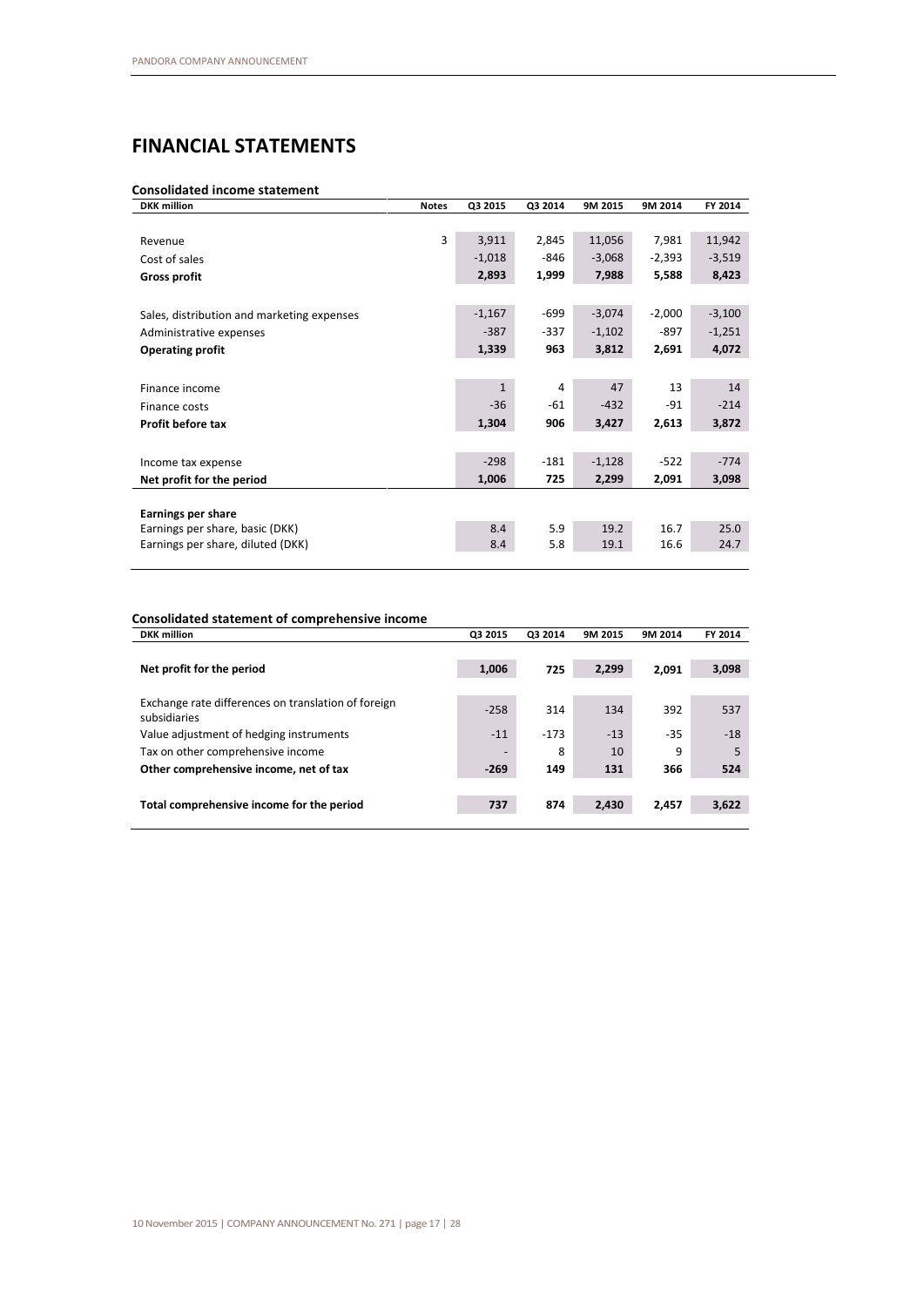# FINANCIAL STATEMENTS

### Consolidated income statement

| DKK million | Notes | Q3 2015 | Q3 2014 | 9M 2015 | 9M 2014 | FY 2014 |
|---|---|---|---|---|---|---|
| Revenue | 3 | 3,911 | 2,845 | 11,056 | 7,981 | 11,942 |
| Cost of sales | | -1,018 | -846 | -3,068 | -2,393 | -3,519 |
| **Gross profit** | | **2,893** | **1,999** | **7,988** | **5,588** | **8,423** |
| Sales, distribution and marketing expenses | | -1,167 | -699 | -3,074 | -2,000 | -3,100 |
| Administrative expenses | | -387 | -337 | -1,102 | -897 | -1,251 |
| **Operating profit** | | **1,339** | **963** | **3,812** | **2,691** | **4,072** |
| Finance income | | 1 | 4 | 47 | 13 | 14 |
| Finance costs | | -36 | -61 | -432 | -91 | -214 |
| **Profit before tax** | | **1,304** | **906** | **3,427** | **2,613** | **3,872** |
| Income tax expense | | -298 | -181 | -1,128 | -522 | -774 |
| **Net profit for the period** | | **1,006** | **725** | **2,299** | **2,091** | **3,098** |
| **Earnings per share** | | | | | | |
| Earnings per share, basic (DKK) | | 8.4 | 5.9 | 19.2 | 16.7 | 25.0 |
| Earnings per share, diluted (DKK) | | 8.4 | 5.8 | 19.1 | 16.6 | 24.7 |

### Consolidated statement of comprehensive income

| DKK million | Q3 2015 | Q3 2014 | 9M 2015 | 9M 2014 | FY 2014 |
|---|---|---|---|---|---|
| **Net profit for the period** | **1,006** | **725** | **2,299** | **2,091** | **3,098** |
| Exchange rate differences on translation of foreign subsidiaries | -258 | 314 | 134 | 392 | 537 |
| Value adjustment of hedging instruments | -11 | -173 | -13 | -35 | -18 |
| Tax on other comprehensive income | - | 8 | 10 | 9 | 5 |
| **Other comprehensive income, net of tax** | **-269** | **149** | **131** | **366** | **524** |
| **Total comprehensive income for the period** | **737** | **874** | **2,430** | **2,457** | **3,622** |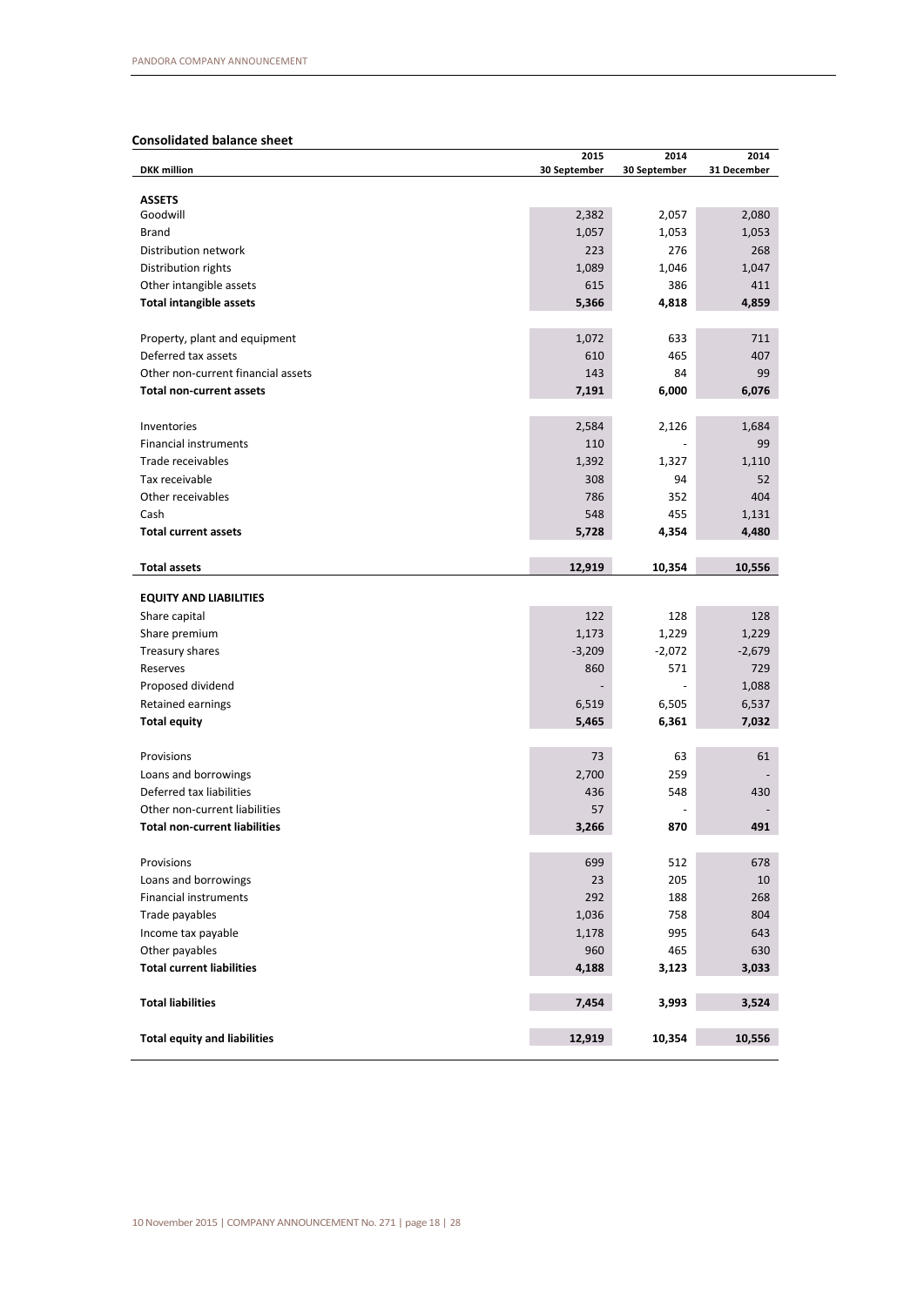## Consolidated balance sheet

| DKK million | 2015 30 September | 2014 30 September | 2014 31 December |
|---|---|---|---|
| **ASSETS** | | | |
| Goodwill | 2,382 | 2,057 | 2,080 |
| Brand | 1,057 | 1,053 | 1,053 |
| Distribution network | 223 | 276 | 268 |
| Distribution rights | 1,089 | 1,046 | 1,047 |
| Other intangible assets | 615 | 386 | 411 |
| **Total intangible assets** | **5,366** | **4,818** | **4,859** |
| | | | |
| Property, plant and equipment | 1,072 | 633 | 711 |
| Deferred tax assets | 610 | 465 | 407 |
| Other non-current financial assets | 143 | 84 | 99 |
| **Total non-current assets** | **7,191** | **6,000** | **6,076** |
| | | | |
| Inventories | 2,584 | 2,126 | 1,684 |
| Financial instruments | 110 | - | 99 |
| Trade receivables | 1,392 | 1,327 | 1,110 |
| Tax receivable | 308 | 94 | 52 |
| Other receivables | 786 | 352 | 404 |
| Cash | 548 | 455 | 1,131 |
| **Total current assets** | **5,728** | **4,354** | **4,480** |
| | | | |
| **Total assets** | **12,919** | **10,354** | **10,556** |
| | | | |
| **EQUITY AND LIABILITIES** | | | |
| Share capital | 122 | 128 | 128 |
| Share premium | 1,173 | 1,229 | 1,229 |
| Treasury shares | -3,209 | -2,072 | -2,679 |
| Reserves | 860 | 571 | 729 |
| Proposed dividend | - | - | 1,088 |
| Retained earnings | 6,519 | 6,505 | 6,537 |
| **Total equity** | **5,465** | **6,361** | **7,032** |
| | | | |
| Provisions | 73 | 63 | 61 |
| Loans and borrowings | 2,700 | 259 | - |
| Deferred tax liabilities | 436 | 548 | 430 |
| Other non-current liabilities | 57 | - | - |
| **Total non-current liabilities** | **3,266** | **870** | **491** |
| | | | |
| Provisions | 699 | 512 | 678 |
| Loans and borrowings | 23 | 205 | 10 |
| Financial instruments | 292 | 188 | 268 |
| Trade payables | 1,036 | 758 | 804 |
| Income tax payable | 1,178 | 995 | 643 |
| Other payables | 960 | 465 | 630 |
| **Total current liabilities** | **4,188** | **3,123** | **3,033** |
| | | | |
| **Total liabilities** | **7,454** | **3,993** | **3,524** |
| | | | |
| **Total equity and liabilities** | **12,919** | **10,354** | **10,556** |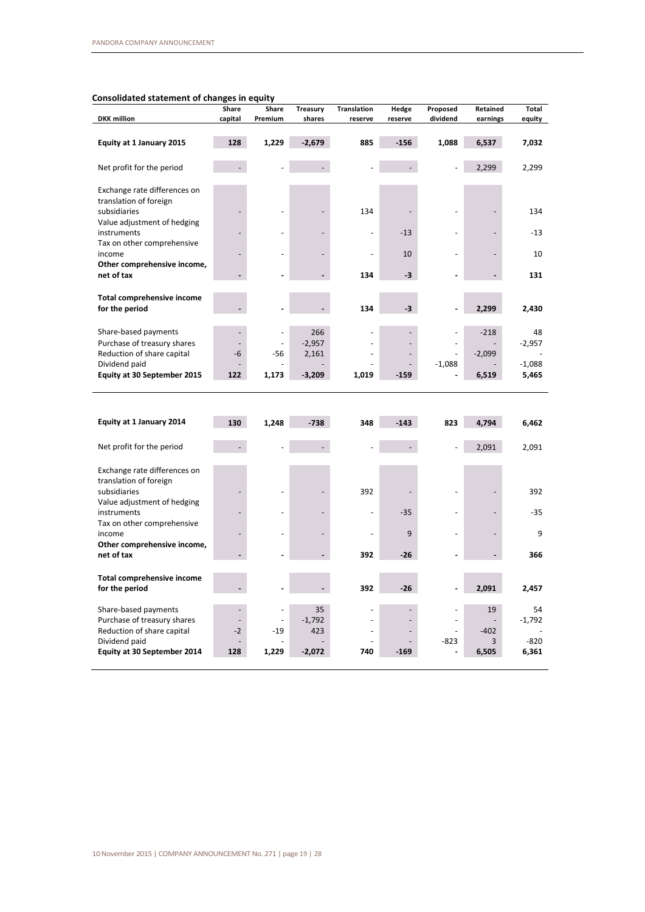## Consolidated statement of changes in equity

| DKK million | Share capital | Share Premium | Treasury shares | Translation reserve | Hedge reserve | Proposed dividend | Retained earnings | Total equity |
|---|---|---|---|---|---|---|---|---|
| **Equity at 1 January 2015** | **128** | **1,229** | **-2,679** | **885** | **-156** | **1,088** | **6,537** | **7,032** |
| Net profit for the period | - | - | - | - | - | - | 2,299 | 2,299 |
| Exchange rate differences on translation of foreign subsidiaries | - | - | - | 134 | - | - | - | 134 |
| Value adjustment of hedging instruments | - | - | - | - | -13 | - | - | -13 |
| Tax on other comprehensive income | - | - | - | - | 10 | - | - | 10 |
| **Other comprehensive income, net of tax** | **-** | **-** | **-** | **134** | **-3** | **-** | **-** | **131** |
| **Total comprehensive income for the period** | **-** | **-** | **-** | **134** | **-3** | **-** | **2,299** | **2,430** |
| Share-based payments | - | - | 266 | - | - | - | -218 | 48 |
| Purchase of treasury shares | - | - | -2,957 | - | - | - | - | -2,957 |
| Reduction of share capital | -6 | -56 | 2,161 | - | - | - | -2,099 | - |
| Dividend paid | - | - | - | - | - | -1,088 | - | -1,088 |
| **Equity at 30 September 2015** | **122** | **1,173** | **-3,209** | **1,019** | **-159** | **-** | **6,519** | **5,465** |
| | | | | | | | | |
| **Equity at 1 January 2014** | **130** | **1,248** | **-738** | **348** | **-143** | **823** | **4,794** | **6,462** |
| Net profit for the period | - | - | - | - | - | - | 2,091 | 2,091 |
| Exchange rate differences on translation of foreign subsidiaries | - | - | - | 392 | - | - | - | 392 |
| Value adjustment of hedging instruments | - | - | - | - | -35 | - | - | -35 |
| Tax on other comprehensive income | - | - | - | - | 9 | - | - | 9 |
| **Other comprehensive income, net of tax** | **-** | **-** | **-** | **392** | **-26** | **-** | **-** | **366** |
| **Total comprehensive income for the period** | **-** | **-** | **-** | **392** | **-26** | **-** | **2,091** | **2,457** |
| Share-based payments | - | - | 35 | - | - | - | 19 | 54 |
| Purchase of treasury shares | - | - | -1,792 | - | - | - | - | -1,792 |
| Reduction of share capital | -2 | -19 | 423 | - | - | - | -402 | - |
| Dividend paid | - | - | - | - | - | -823 | 3 | -820 |
| **Equity at 30 September 2014** | **128** | **1,229** | **-2,072** | **740** | **-169** | **-** | **6,505** | **6,361** |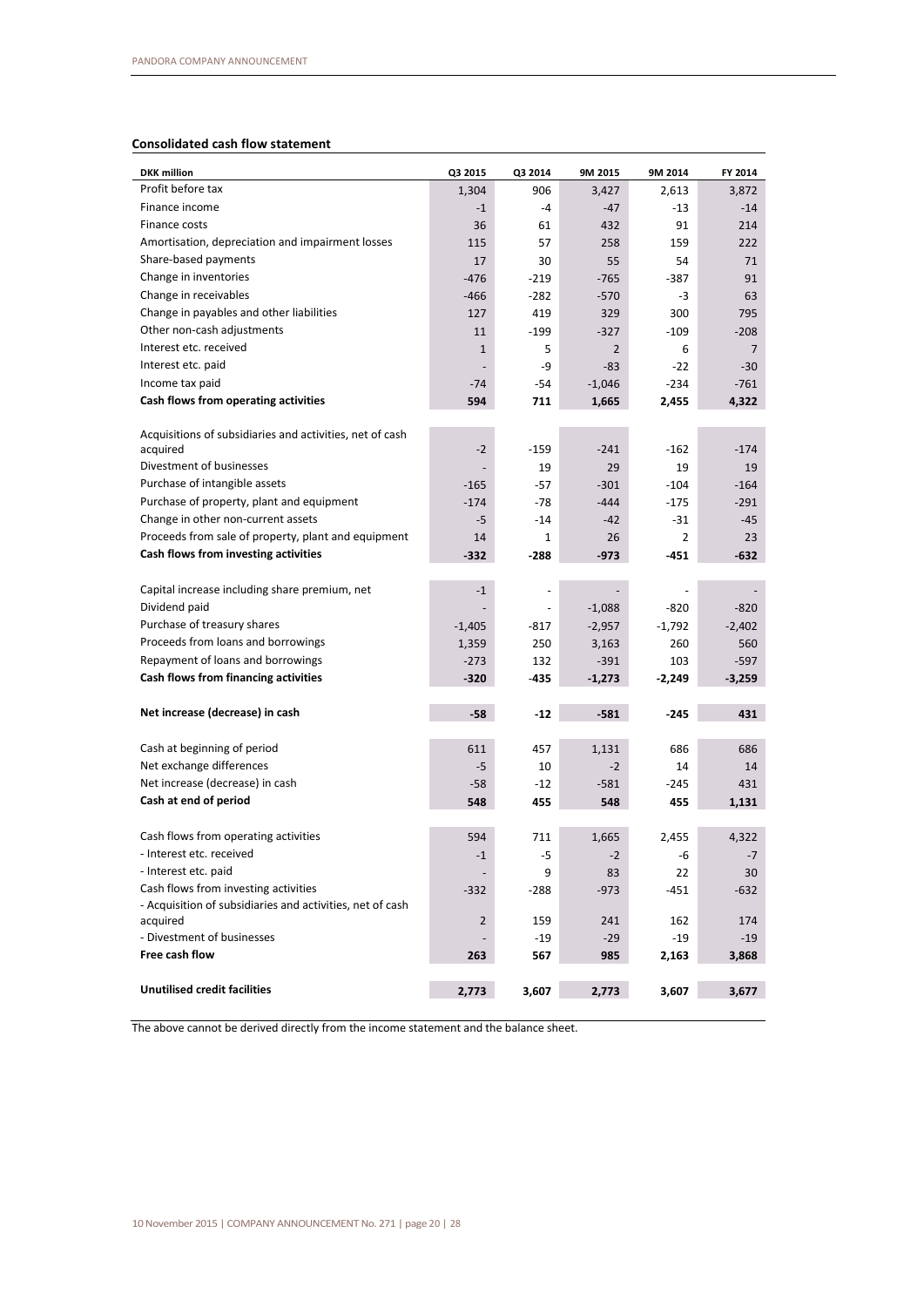## Consolidated cash flow statement

| DKK million | Q3 2015 | Q3 2014 | 9M 2015 | 9M 2014 | FY 2014 |
|---|---|---|---|---|---|
| Profit before tax | 1,304 | 906 | 3,427 | 2,613 | 3,872 |
| Finance income | -1 | -4 | -47 | -13 | -14 |
| Finance costs | 36 | 61 | 432 | 91 | 214 |
| Amortisation, depreciation and impairment losses | 115 | 57 | 258 | 159 | 222 |
| Share-based payments | 17 | 30 | 55 | 54 | 71 |
| Change in inventories | -476 | -219 | -765 | -387 | 91 |
| Change in receivables | -466 | -282 | -570 | -3 | 63 |
| Change in payables and other liabilities | 127 | 419 | 329 | 300 | 795 |
| Other non-cash adjustments | 11 | -199 | -327 | -109 | -208 |
| Interest etc. received | 1 | 5 | 2 | 6 | 7 |
| Interest etc. paid | - | -9 | -83 | -22 | -30 |
| Income tax paid | -74 | -54 | -1,046 | -234 | -761 |
| **Cash flows from operating activities** | **594** | **711** | **1,665** | **2,455** | **4,322** |
| | | | | | |
| Acquisitions of subsidiaries and activities, net of cash acquired | -2 | -159 | -241 | -162 | -174 |
| Divestment of businesses | - | 19 | 29 | 19 | 19 |
| Purchase of intangible assets | -165 | -57 | -301 | -104 | -164 |
| Purchase of property, plant and equipment | -174 | -78 | -444 | -175 | -291 |
| Change in other non-current assets | -5 | -14 | -42 | -31 | -45 |
| Proceeds from sale of property, plant and equipment | 14 | 1 | 26 | 2 | 23 |
| **Cash flows from investing activities** | **-332** | **-288** | **-973** | **-451** | **-632** |
| | | | | | |
| Capital increase including share premium, net | -1 | - | - | - | - |
| Dividend paid | - | - | -1,088 | -820 | -820 |
| Purchase of treasury shares | -1,405 | -817 | -2,957 | -1,792 | -2,402 |
| Proceeds from loans and borrowings | 1,359 | 250 | 3,163 | 260 | 560 |
| Repayment of loans and borrowings | -273 | 132 | -391 | 103 | -597 |
| **Cash flows from financing activities** | **-320** | **-435** | **-1,273** | **-2,249** | **-3,259** |
| | | | | | |
| **Net increase (decrease) in cash** | **-58** | **-12** | **-581** | **-245** | **431** |
| | | | | | |
| Cash at beginning of period | 611 | 457 | 1,131 | 686 | 686 |
| Net exchange differences | -5 | 10 | -2 | 14 | 14 |
| Net increase (decrease) in cash | -58 | -12 | -581 | -245 | 431 |
| **Cash at end of period** | **548** | **455** | **548** | **455** | **1,131** |
| | | | | | |
| Cash flows from operating activities | 594 | 711 | 1,665 | 2,455 | 4,322 |
| - Interest etc. received | -1 | -5 | -2 | -6 | -7 |
| - Interest etc. paid | - | 9 | 83 | 22 | 30 |
| Cash flows from investing activities | -332 | -288 | -973 | -451 | -632 |
| - Acquisition of subsidiaries and activities, net of cash acquired | 2 | 159 | 241 | 162 | 174 |
| - Divestment of businesses | - | -19 | -29 | -19 | -19 |
| **Free cash flow** | **263** | **567** | **985** | **2,163** | **3,868** |
| | | | | | |
| **Unutilised credit facilities** | **2,773** | **3,607** | **2,773** | **3,607** | **3,677** |

The above cannot be derived directly from the income statement and the balance sheet.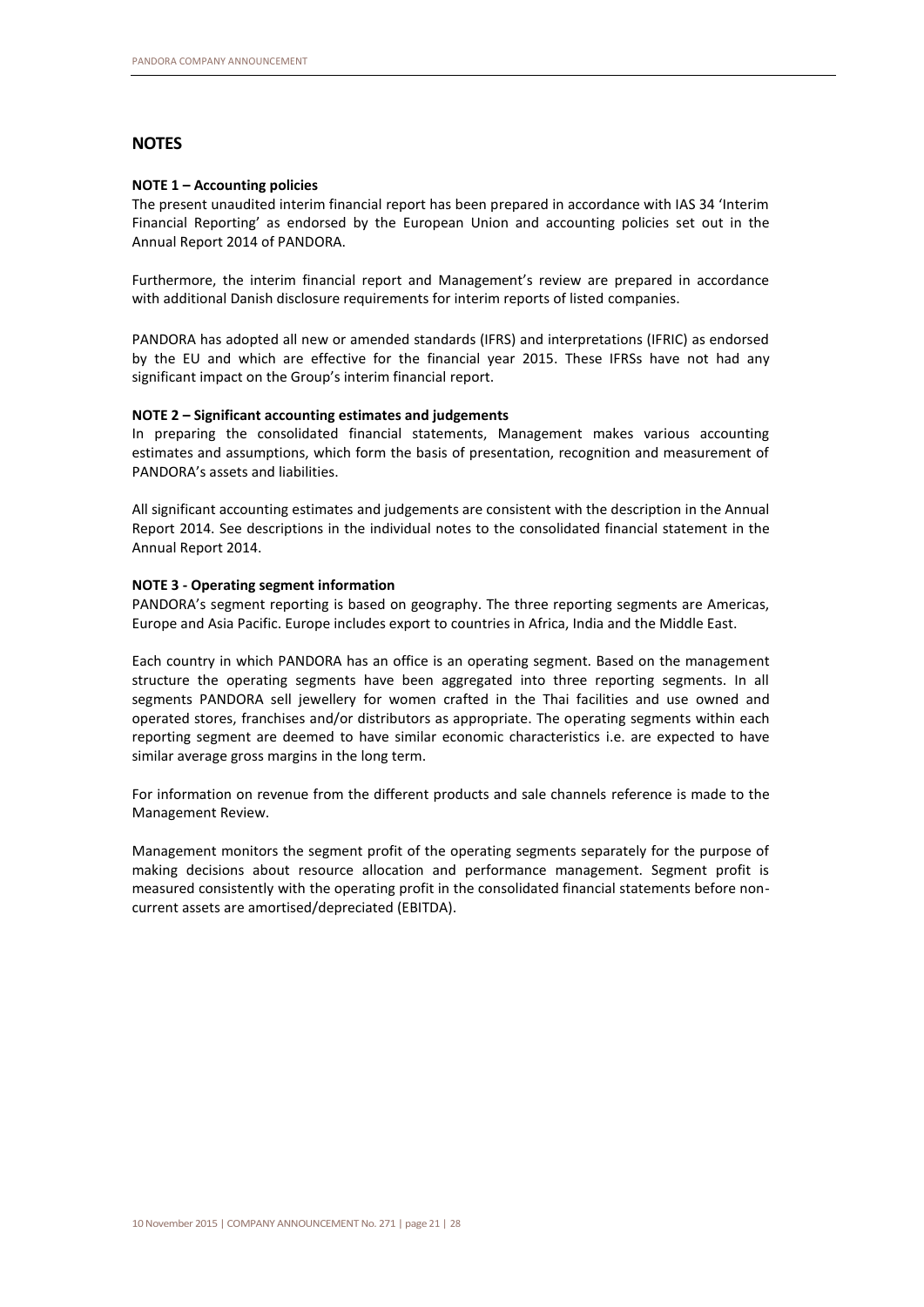## NOTES

### NOTE 1 – Accounting policies

The present unaudited interim financial report has been prepared in accordance with IAS 34 'Interim Financial Reporting' as endorsed by the European Union and accounting policies set out in the Annual Report 2014 of PANDORA.

Furthermore, the interim financial report and Management's review are prepared in accordance with additional Danish disclosure requirements for interim reports of listed companies.

PANDORA has adopted all new or amended standards (IFRS) and interpretations (IFRIC) as endorsed by the EU and which are effective for the financial year 2015. These IFRSs have not had any significant impact on the Group's interim financial report.

### NOTE 2 – Significant accounting estimates and judgements

In preparing the consolidated financial statements, Management makes various accounting estimates and assumptions, which form the basis of presentation, recognition and measurement of PANDORA's assets and liabilities.

All significant accounting estimates and judgements are consistent with the description in the Annual Report 2014. See descriptions in the individual notes to the consolidated financial statement in the Annual Report 2014.

### NOTE 3 - Operating segment information

PANDORA's segment reporting is based on geography. The three reporting segments are Americas, Europe and Asia Pacific. Europe includes export to countries in Africa, India and the Middle East.

Each country in which PANDORA has an office is an operating segment. Based on the management structure the operating segments have been aggregated into three reporting segments. In all segments PANDORA sell jewellery for women crafted in the Thai facilities and use owned and operated stores, franchises and/or distributors as appropriate. The operating segments within each reporting segment are deemed to have similar economic characteristics i.e. are expected to have similar average gross margins in the long term.

For information on revenue from the different products and sale channels reference is made to the Management Review.

Management monitors the segment profit of the operating segments separately for the purpose of making decisions about resource allocation and performance management. Segment profit is measured consistently with the operating profit in the consolidated financial statements before non-current assets are amortised/depreciated (EBITDA).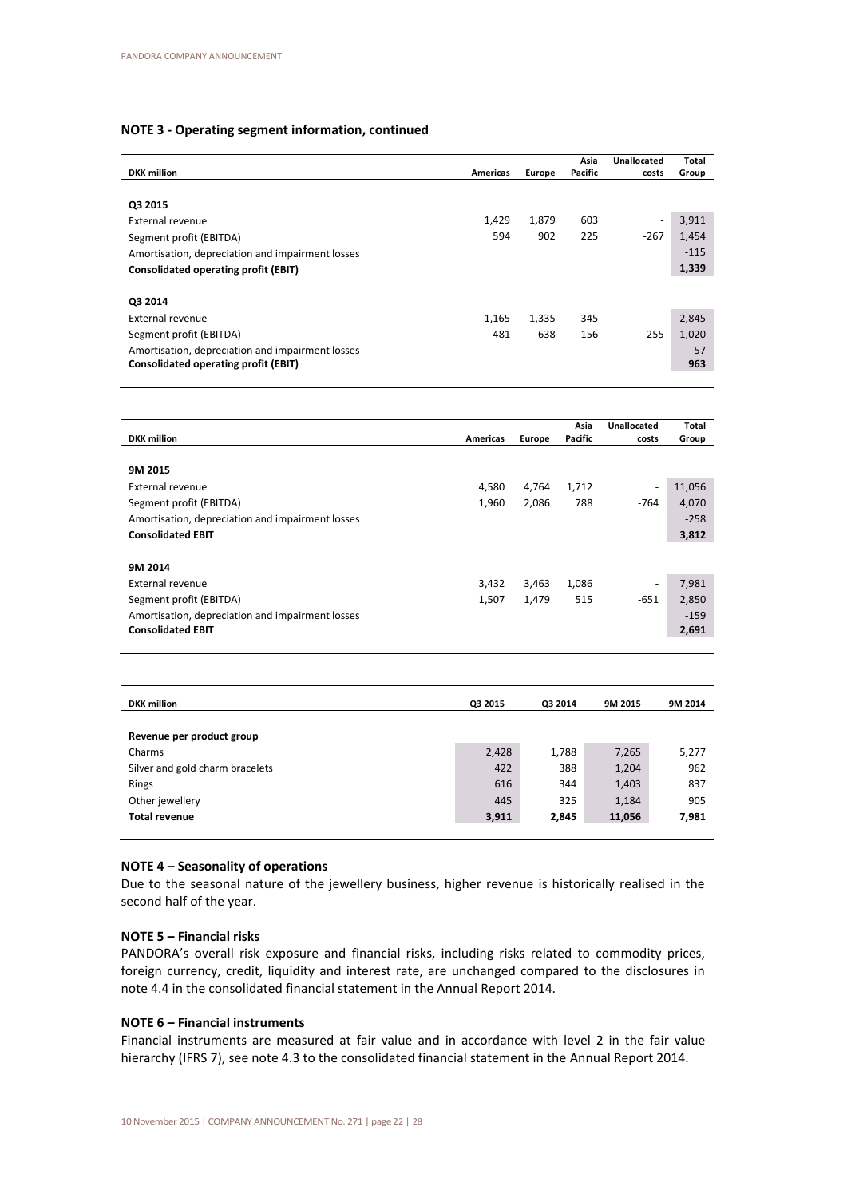## NOTE 3 - Operating segment information, continued

| DKK million | Americas | Europe | Asia Pacific | Unallocated costs | Total Group |
|---|---|---|---|---|---|
| **Q3 2015** | | | | | |
| External revenue | 1,429 | 1,879 | 603 | - | 3,911 |
| Segment profit (EBITDA) | 594 | 902 | 225 | -267 | 1,454 |
| Amortisation, depreciation and impairment losses | | | | | -115 |
| **Consolidated operating profit (EBIT)** | | | | | **1,339** |
| **Q3 2014** | | | | | |
| External revenue | 1,165 | 1,335 | 345 | - | 2,845 |
| Segment profit (EBITDA) | 481 | 638 | 156 | -255 | 1,020 |
| Amortisation, depreciation and impairment losses | | | | | -57 |
| **Consolidated operating profit (EBIT)** | | | | | **963** |

| DKK million | Americas | Europe | Asia Pacific | Unallocated costs | Total Group |
|---|---|---|---|---|---|
| **9M 2015** | | | | | |
| External revenue | 4,580 | 4,764 | 1,712 | - | 11,056 |
| Segment profit (EBITDA) | 1,960 | 2,086 | 788 | -764 | 4,070 |
| Amortisation, depreciation and impairment losses | | | | | -258 |
| **Consolidated EBIT** | | | | | **3,812** |
| **9M 2014** | | | | | |
| External revenue | 3,432 | 3,463 | 1,086 | - | 7,981 |
| Segment profit (EBITDA) | 1,507 | 1,479 | 515 | -651 | 2,850 |
| Amortisation, depreciation and impairment losses | | | | | -159 |
| **Consolidated EBIT** | | | | | **2,691** |

| DKK million | Q3 2015 | Q3 2014 | 9M 2015 | 9M 2014 |
|---|---|---|---|---|
| **Revenue per product group** | | | | |
| Charms | 2,428 | 1,788 | 7,265 | 5,277 |
| Silver and gold charm bracelets | 422 | 388 | 1,204 | 962 |
| Rings | 616 | 344 | 1,403 | 837 |
| Other jewellery | 445 | 325 | 1,184 | 905 |
| **Total revenue** | **3,911** | **2,845** | **11,056** | **7,981** |

## NOTE 4 – Seasonality of operations

Due to the seasonal nature of the jewellery business, higher revenue is historically realised in the second half of the year.

## NOTE 5 – Financial risks

PANDORA's overall risk exposure and financial risks, including risks related to commodity prices, foreign currency, credit, liquidity and interest rate, are unchanged compared to the disclosures in note 4.4 in the consolidated financial statement in the Annual Report 2014.

## NOTE 6 – Financial instruments

Financial instruments are measured at fair value and in accordance with level 2 in the fair value hierarchy (IFRS 7), see note 4.3 to the consolidated financial statement in the Annual Report 2014.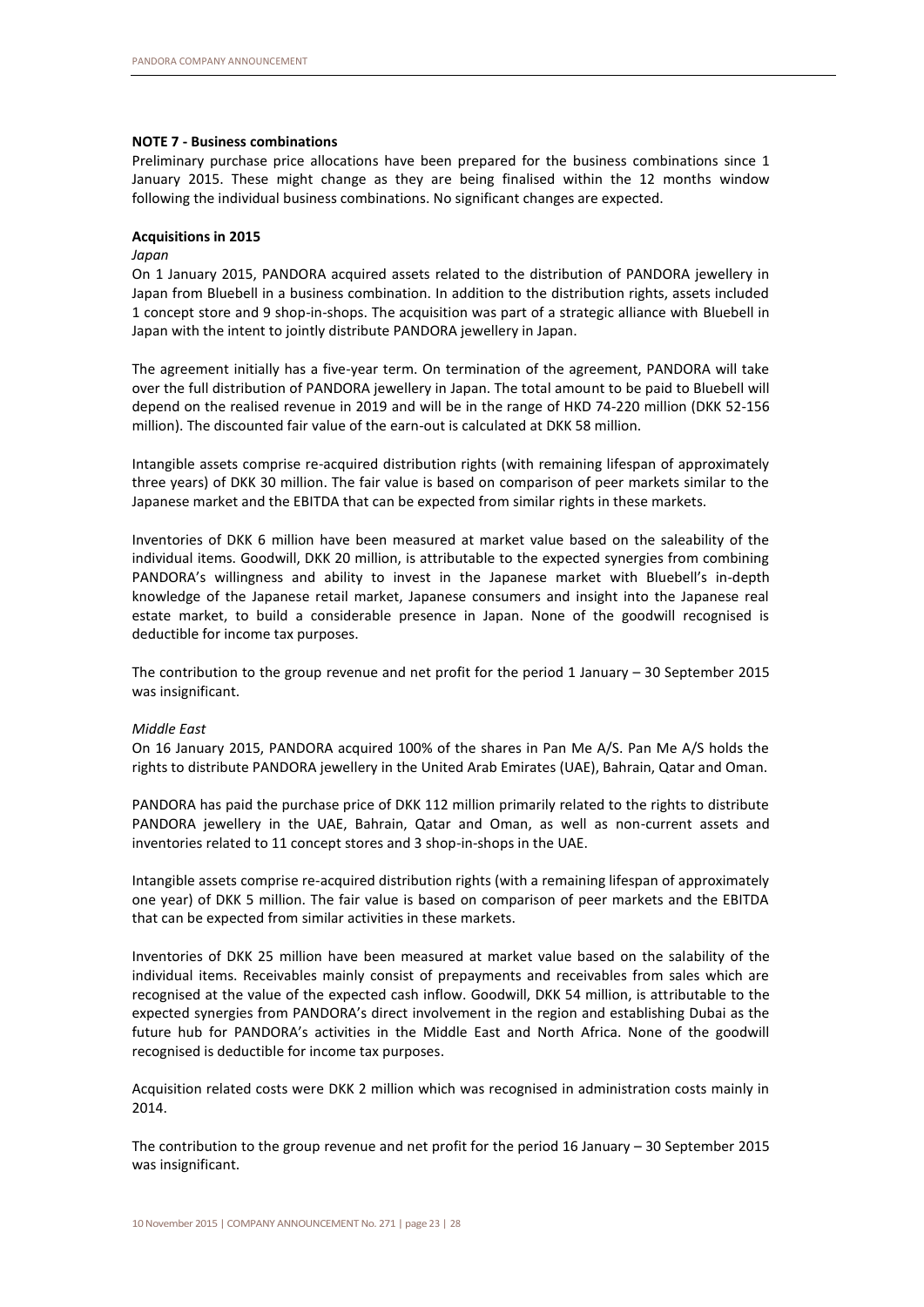**NOTE 7 - Business combinations**

Preliminary purchase price allocations have been prepared for the business combinations since 1 January 2015. These might change as they are being finalised within the 12 months window following the individual business combinations. No significant changes are expected.

**Acquisitions in 2015**

*Japan*

On 1 January 2015, PANDORA acquired assets related to the distribution of PANDORA jewellery in Japan from Bluebell in a business combination. In addition to the distribution rights, assets included 1 concept store and 9 shop-in-shops. The acquisition was part of a strategic alliance with Bluebell in Japan with the intent to jointly distribute PANDORA jewellery in Japan.

The agreement initially has a five-year term. On termination of the agreement, PANDORA will take over the full distribution of PANDORA jewellery in Japan. The total amount to be paid to Bluebell will depend on the realised revenue in 2019 and will be in the range of HKD 74-220 million (DKK 52-156 million). The discounted fair value of the earn-out is calculated at DKK 58 million.

Intangible assets comprise re-acquired distribution rights (with remaining lifespan of approximately three years) of DKK 30 million. The fair value is based on comparison of peer markets similar to the Japanese market and the EBITDA that can be expected from similar rights in these markets.

Inventories of DKK 6 million have been measured at market value based on the saleability of the individual items. Goodwill, DKK 20 million, is attributable to the expected synergies from combining PANDORA's willingness and ability to invest in the Japanese market with Bluebell's in-depth knowledge of the Japanese retail market, Japanese consumers and insight into the Japanese real estate market, to build a considerable presence in Japan. None of the goodwill recognised is deductible for income tax purposes.

The contribution to the group revenue and net profit for the period 1 January – 30 September 2015 was insignificant.

*Middle East*

On 16 January 2015, PANDORA acquired 100% of the shares in Pan Me A/S. Pan Me A/S holds the rights to distribute PANDORA jewellery in the United Arab Emirates (UAE), Bahrain, Qatar and Oman.

PANDORA has paid the purchase price of DKK 112 million primarily related to the rights to distribute PANDORA jewellery in the UAE, Bahrain, Qatar and Oman, as well as non-current assets and inventories related to 11 concept stores and 3 shop-in-shops in the UAE.

Intangible assets comprise re-acquired distribution rights (with a remaining lifespan of approximately one year) of DKK 5 million. The fair value is based on comparison of peer markets and the EBITDA that can be expected from similar activities in these markets.

Inventories of DKK 25 million have been measured at market value based on the salability of the individual items. Receivables mainly consist of prepayments and receivables from sales which are recognised at the value of the expected cash inflow. Goodwill, DKK 54 million, is attributable to the expected synergies from PANDORA's direct involvement in the region and establishing Dubai as the future hub for PANDORA's activities in the Middle East and North Africa. None of the goodwill recognised is deductible for income tax purposes.

Acquisition related costs were DKK 2 million which was recognised in administration costs mainly in 2014.

The contribution to the group revenue and net profit for the period 16 January – 30 September 2015 was insignificant.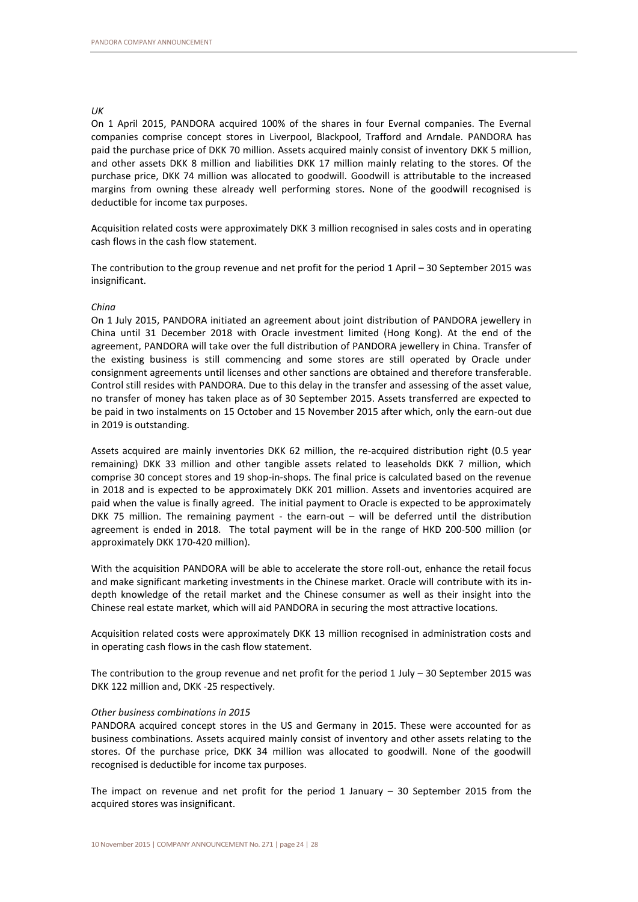*UK*

On 1 April 2015, PANDORA acquired 100% of the shares in four Evernal companies. The Evernal companies comprise concept stores in Liverpool, Blackpool, Trafford and Arndale. PANDORA has paid the purchase price of DKK 70 million. Assets acquired mainly consist of inventory DKK 5 million, and other assets DKK 8 million and liabilities DKK 17 million mainly relating to the stores. Of the purchase price, DKK 74 million was allocated to goodwill. Goodwill is attributable to the increased margins from owning these already well performing stores. None of the goodwill recognised is deductible for income tax purposes.

Acquisition related costs were approximately DKK 3 million recognised in sales costs and in operating cash flows in the cash flow statement.

The contribution to the group revenue and net profit for the period 1 April – 30 September 2015 was insignificant.

*China*

On 1 July 2015, PANDORA initiated an agreement about joint distribution of PANDORA jewellery in China until 31 December 2018 with Oracle investment limited (Hong Kong). At the end of the agreement, PANDORA will take over the full distribution of PANDORA jewellery in China. Transfer of the existing business is still commencing and some stores are still operated by Oracle under consignment agreements until licenses and other sanctions are obtained and therefore transferable. Control still resides with PANDORA. Due to this delay in the transfer and assessing of the asset value, no transfer of money has taken place as of 30 September 2015. Assets transferred are expected to be paid in two instalments on 15 October and 15 November 2015 after which, only the earn-out due in 2019 is outstanding.

Assets acquired are mainly inventories DKK 62 million, the re-acquired distribution right (0.5 year remaining) DKK 33 million and other tangible assets related to leaseholds DKK 7 million, which comprise 30 concept stores and 19 shop-in-shops. The final price is calculated based on the revenue in 2018 and is expected to be approximately DKK 201 million. Assets and inventories acquired are paid when the value is finally agreed. The initial payment to Oracle is expected to be approximately DKK 75 million. The remaining payment - the earn-out – will be deferred until the distribution agreement is ended in 2018. The total payment will be in the range of HKD 200-500 million (or approximately DKK 170-420 million).

With the acquisition PANDORA will be able to accelerate the store roll-out, enhance the retail focus and make significant marketing investments in the Chinese market. Oracle will contribute with its in-depth knowledge of the retail market and the Chinese consumer as well as their insight into the Chinese real estate market, which will aid PANDORA in securing the most attractive locations.

Acquisition related costs were approximately DKK 13 million recognised in administration costs and in operating cash flows in the cash flow statement.

The contribution to the group revenue and net profit for the period 1 July – 30 September 2015 was DKK 122 million and, DKK -25 respectively.

*Other business combinations in 2015*

PANDORA acquired concept stores in the US and Germany in 2015. These were accounted for as business combinations. Assets acquired mainly consist of inventory and other assets relating to the stores. Of the purchase price, DKK 34 million was allocated to goodwill. None of the goodwill recognised is deductible for income tax purposes.

The impact on revenue and net profit for the period 1 January – 30 September 2015 from the acquired stores was insignificant.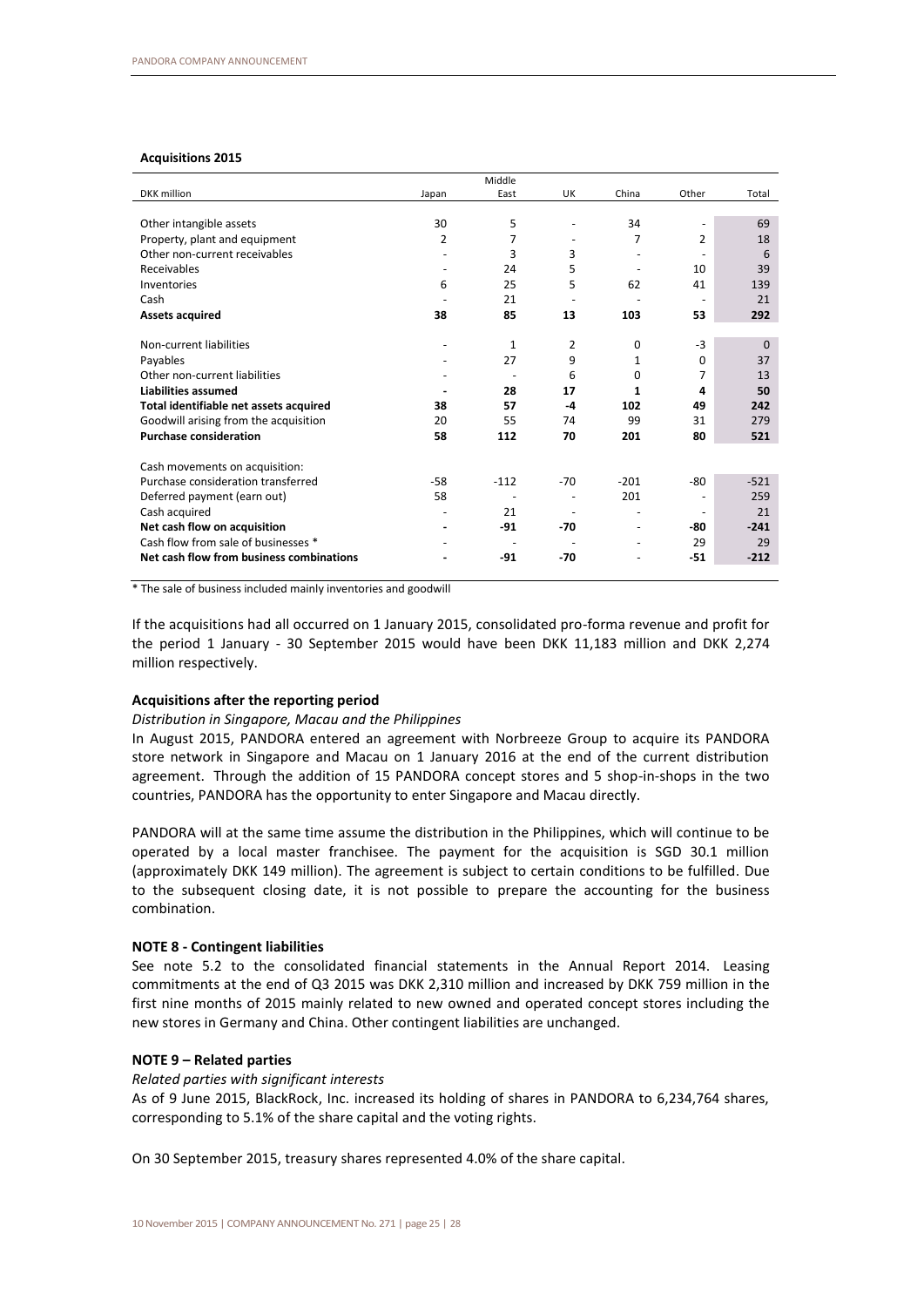**Acquisitions 2015**

| DKK million | Japan | Middle East | UK | China | Other | Total |
|---|---|---|---|---|---|---|
| Other intangible assets | 30 | 5 | - | 34 | - | 69 |
| Property, plant and equipment | 2 | 7 | - | 7 | 2 | 18 |
| Other non-current receivables | - | 3 | 3 | - | - | 6 |
| Receivables | - | 24 | 5 | - | 10 | 39 |
| Inventories | 6 | 25 | 5 | 62 | 41 | 139 |
| Cash | - | 21 | - | - | - | 21 |
| **Assets acquired** | **38** | **85** | **13** | **103** | **53** | **292** |
| Non-current liabilities | - | 1 | 2 | 0 | -3 | 0 |
| Payables | - | 27 | 9 | 1 | 0 | 37 |
| Other non-current liabilities | - | - | 6 | 0 | 7 | 13 |
| **Liabilities assumed** | **-** | **28** | **17** | **1** | **4** | **50** |
| **Total identifiable net assets acquired** | **38** | **57** | **-4** | **102** | **49** | **242** |
| Goodwill arising from the acquisition | 20 | 55 | 74 | 99 | 31 | 279 |
| **Purchase consideration** | **58** | **112** | **70** | **201** | **80** | **521** |
| Cash movements on acquisition: | | | | | | |
| Purchase consideration transferred | -58 | -112 | -70 | -201 | -80 | -521 |
| Deferred payment (earn out) | 58 | - | - | 201 | - | 259 |
| Cash acquired | - | 21 | - | - | - | 21 |
| **Net cash flow on acquisition** | **-** | **-91** | **-70** | **-** | **-80** | **-241** |
| Cash flow from sale of businesses * | - | - | - | - | 29 | 29 |
| **Net cash flow from business combinations** | **-** | **-91** | **-70** | **-** | **-51** | **-212** |

* The sale of business included mainly inventories and goodwill

If the acquisitions had all occurred on 1 January 2015, consolidated pro-forma revenue and profit for the period 1 January - 30 September 2015 would have been DKK 11,183 million and DKK 2,274 million respectively.

**Acquisitions after the reporting period**

*Distribution in Singapore, Macau and the Philippines*

In August 2015, PANDORA entered an agreement with Norbreeze Group to acquire its PANDORA store network in Singapore and Macau on 1 January 2016 at the end of the current distribution agreement. Through the addition of 15 PANDORA concept stores and 5 shop-in-shops in the two countries, PANDORA has the opportunity to enter Singapore and Macau directly.

PANDORA will at the same time assume the distribution in the Philippines, which will continue to be operated by a local master franchisee. The payment for the acquisition is SGD 30.1 million (approximately DKK 149 million). The agreement is subject to certain conditions to be fulfilled. Due to the subsequent closing date, it is not possible to prepare the accounting for the business combination.

**NOTE 8 - Contingent liabilities**

See note 5.2 to the consolidated financial statements in the Annual Report 2014. Leasing commitments at the end of Q3 2015 was DKK 2,310 million and increased by DKK 759 million in the first nine months of 2015 mainly related to new owned and operated concept stores including the new stores in Germany and China. Other contingent liabilities are unchanged.

**NOTE 9 – Related parties**

*Related parties with significant interests*

As of 9 June 2015, BlackRock, Inc. increased its holding of shares in PANDORA to 6,234,764 shares, corresponding to 5.1% of the share capital and the voting rights.

On 30 September 2015, treasury shares represented 4.0% of the share capital.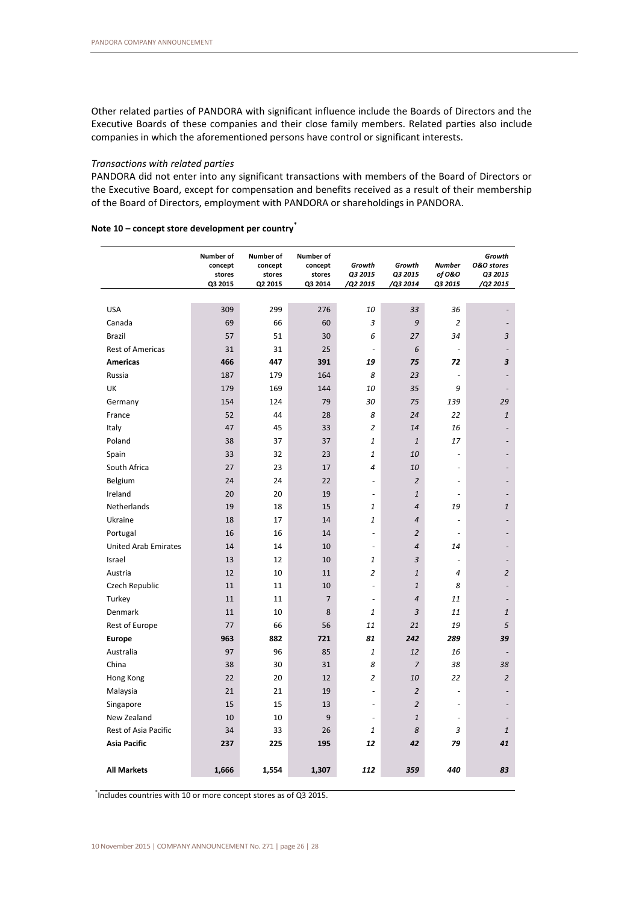Other related parties of PANDORA with significant influence include the Boards of Directors and the Executive Boards of these companies and their close family members. Related parties also include companies in which the aforementioned persons have control or significant interests.

*Transactions with related parties*

PANDORA did not enter into any significant transactions with members of the Board of Directors or the Executive Board, except for compensation and benefits received as a result of their membership of the Board of Directors, employment with PANDORA or shareholdings in PANDORA.

**Note 10 – concept store development per country***

| | Number of concept stores Q3 2015 | Number of concept stores Q2 2015 | Number of concept stores Q3 2014 | *Growth Q3 2015 /Q2 2015* | *Growth Q3 2015 /Q3 2014* | *Number of O&O Q3 2015* | *Growth O&O stores Q3 2015 /Q2 2015* |
|---|---|---|---|---|---|---|---|
| USA | 309 | 299 | 276 | *10* | *33* | *36* | - |
| Canada | 69 | 66 | 60 | *3* | *9* | *2* | - |
| Brazil | 57 | 51 | 30 | *6* | *27* | *34* | *3* |
| Rest of Americas | 31 | 31 | 25 | - | *6* | - | - |
| **Americas** | **466** | **447** | **391** | ***19*** | ***75*** | ***72*** | ***3*** |
| Russia | 187 | 179 | 164 | *8* | *23* | - | - |
| UK | 179 | 169 | 144 | *10* | *35* | *9* | - |
| Germany | 154 | 124 | 79 | *30* | *75* | *139* | *29* |
| France | 52 | 44 | 28 | *8* | *24* | *22* | *1* |
| Italy | 47 | 45 | 33 | *2* | *14* | *16* | - |
| Poland | 38 | 37 | 37 | *1* | *1* | *17* | - |
| Spain | 33 | 32 | 23 | *1* | *10* | - | - |
| South Africa | 27 | 23 | 17 | *4* | *10* | - | - |
| Belgium | 24 | 24 | 22 | - | *2* | - | - |
| Ireland | 20 | 20 | 19 | - | *1* | - | - |
| Netherlands | 19 | 18 | 15 | *1* | *4* | *19* | *1* |
| Ukraine | 18 | 17 | 14 | *1* | *4* | - | - |
| Portugal | 16 | 16 | 14 | - | *2* | - | - |
| United Arab Emirates | 14 | 14 | 10 | - | *4* | *14* | - |
| Israel | 13 | 12 | 10 | *1* | *3* | - | - |
| Austria | 12 | 10 | 11 | *2* | *1* | *4* | *2* |
| Czech Republic | 11 | 11 | 10 | - | *1* | *8* | - |
| Turkey | 11 | 11 | 7 | - | *4* | *11* | - |
| Denmark | 11 | 10 | 8 | *1* | *3* | *11* | *1* |
| Rest of Europe | 77 | 66 | 56 | *11* | *21* | *19* | *5* |
| **Europe** | **963** | **882** | **721** | ***81*** | ***242*** | ***289*** | ***39*** |
| Australia | 97 | 96 | 85 | *1* | *12* | *16* | - |
| China | 38 | 30 | 31 | *8* | *7* | *38* | *38* |
| Hong Kong | 22 | 20 | 12 | *2* | *10* | *22* | *2* |
| Malaysia | 21 | 21 | 19 | - | *2* | - | - |
| Singapore | 15 | 15 | 13 | - | *2* | - | - |
| New Zealand | 10 | 10 | 9 | - | *1* | - | - |
| Rest of Asia Pacific | 34 | 33 | 26 | *1* | *8* | *3* | *1* |
| **Asia Pacific** | **237** | **225** | **195** | ***12*** | ***42*** | ***79*** | ***41*** |
| **All Markets** | **1,666** | **1,554** | **1,307** | ***112*** | ***359*** | ***440*** | ***83*** |

*Includes countries with 10 or more concept stores as of Q3 2015.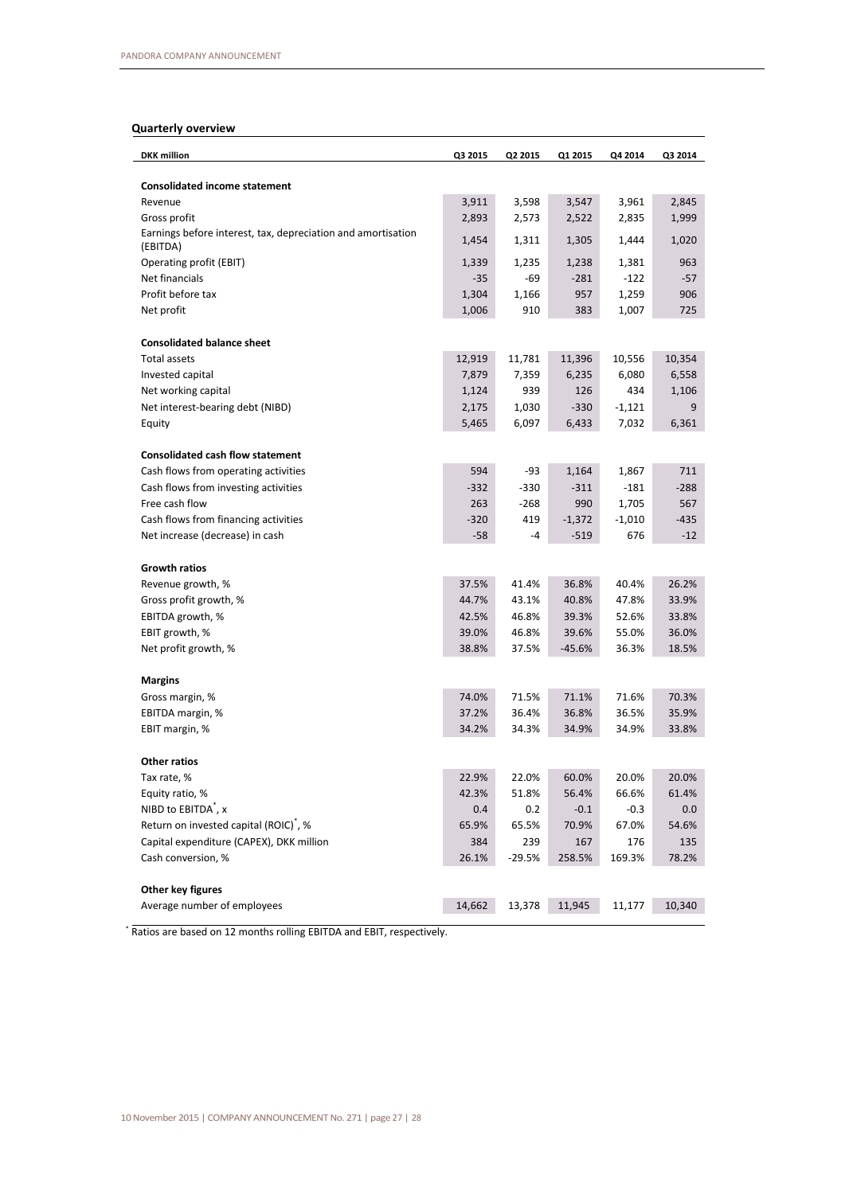## Quarterly overview

| DKK million | Q3 2015 | Q2 2015 | Q1 2015 | Q4 2014 | Q3 2014 |
|---|---|---|---|---|---|
| **Consolidated income statement** | | | | | |
| Revenue | 3,911 | 3,598 | 3,547 | 3,961 | 2,845 |
| Gross profit | 2,893 | 2,573 | 2,522 | 2,835 | 1,999 |
| Earnings before interest, tax, depreciation and amortisation (EBITDA) | 1,454 | 1,311 | 1,305 | 1,444 | 1,020 |
| Operating profit (EBIT) | 1,339 | 1,235 | 1,238 | 1,381 | 963 |
| Net financials | -35 | -69 | -281 | -122 | -57 |
| Profit before tax | 1,304 | 1,166 | 957 | 1,259 | 906 |
| Net profit | 1,006 | 910 | 383 | 1,007 | 725 |
| **Consolidated balance sheet** | | | | | |
| Total assets | 12,919 | 11,781 | 11,396 | 10,556 | 10,354 |
| Invested capital | 7,879 | 7,359 | 6,235 | 6,080 | 6,558 |
| Net working capital | 1,124 | 939 | 126 | 434 | 1,106 |
| Net interest-bearing debt (NIBD) | 2,175 | 1,030 | -330 | -1,121 | 9 |
| Equity | 5,465 | 6,097 | 6,433 | 7,032 | 6,361 |
| **Consolidated cash flow statement** | | | | | |
| Cash flows from operating activities | 594 | -93 | 1,164 | 1,867 | 711 |
| Cash flows from investing activities | -332 | -330 | -311 | -181 | -288 |
| Free cash flow | 263 | -268 | 990 | 1,705 | 567 |
| Cash flows from financing activities | -320 | 419 | -1,372 | -1,010 | -435 |
| Net increase (decrease) in cash | -58 | -4 | -519 | 676 | -12 |
| **Growth ratios** | | | | | |
| Revenue growth, % | 37.5% | 41.4% | 36.8% | 40.4% | 26.2% |
| Gross profit growth, % | 44.7% | 43.1% | 40.8% | 47.8% | 33.9% |
| EBITDA growth, % | 42.5% | 46.8% | 39.3% | 52.6% | 33.8% |
| EBIT growth, % | 39.0% | 46.8% | 39.6% | 55.0% | 36.0% |
| Net profit growth, % | 38.8% | 37.5% | -45.6% | 36.3% | 18.5% |
| **Margins** | | | | | |
| Gross margin, % | 74.0% | 71.5% | 71.1% | 71.6% | 70.3% |
| EBITDA margin, % | 37.2% | 36.4% | 36.8% | 36.5% | 35.9% |
| EBIT margin, % | 34.2% | 34.3% | 34.9% | 34.9% | 33.8% |
| **Other ratios** | | | | | |
| Tax rate, % | 22.9% | 22.0% | 60.0% | 20.0% | 20.0% |
| Equity ratio, % | 42.3% | 51.8% | 56.4% | 66.6% | 61.4% |
| NIBD to EBITDA*, x | 0.4 | 0.2 | -0.1 | -0.3 | 0.0 |
| Return on invested capital (ROIC)*, % | 65.9% | 65.5% | 70.9% | 67.0% | 54.6% |
| Capital expenditure (CAPEX), DKK million | 384 | 239 | 167 | 176 | 135 |
| Cash conversion, % | 26.1% | -29.5% | 258.5% | 169.3% | 78.2% |
| **Other key figures** | | | | | |
| Average number of employees | 14,662 | 13,378 | 11,945 | 11,177 | 10,340 |

* Ratios are based on 12 months rolling EBITDA and EBIT, respectively.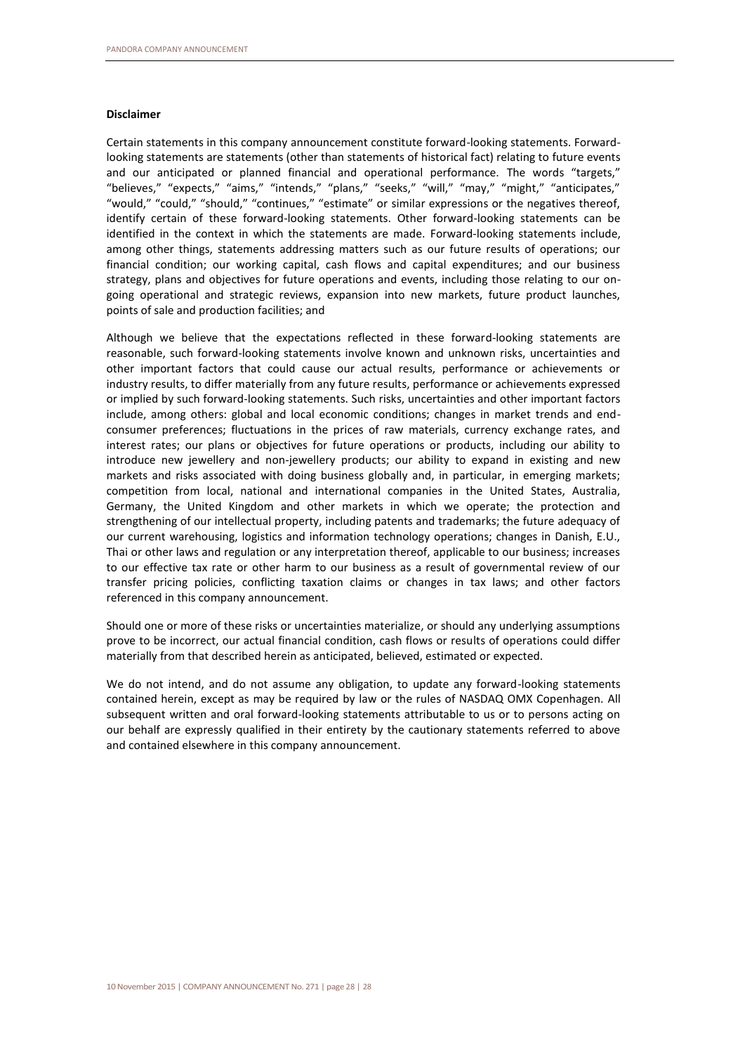**Disclaimer**

Certain statements in this company announcement constitute forward-looking statements. Forward-looking statements are statements (other than statements of historical fact) relating to future events and our anticipated or planned financial and operational performance. The words "targets," "believes," "expects," "aims," "intends," "plans," "seeks," "will," "may," "might," "anticipates," "would," "could," "should," "continues," "estimate" or similar expressions or the negatives thereof, identify certain of these forward-looking statements. Other forward-looking statements can be identified in the context in which the statements are made. Forward-looking statements include, among other things, statements addressing matters such as our future results of operations; our financial condition; our working capital, cash flows and capital expenditures; and our business strategy, plans and objectives for future operations and events, including those relating to our on-going operational and strategic reviews, expansion into new markets, future product launches, points of sale and production facilities; and

Although we believe that the expectations reflected in these forward-looking statements are reasonable, such forward-looking statements involve known and unknown risks, uncertainties and other important factors that could cause our actual results, performance or achievements or industry results, to differ materially from any future results, performance or achievements expressed or implied by such forward-looking statements. Such risks, uncertainties and other important factors include, among others: global and local economic conditions; changes in market trends and end-consumer preferences; fluctuations in the prices of raw materials, currency exchange rates, and interest rates; our plans or objectives for future operations or products, including our ability to introduce new jewellery and non-jewellery products; our ability to expand in existing and new markets and risks associated with doing business globally and, in particular, in emerging markets; competition from local, national and international companies in the United States, Australia, Germany, the United Kingdom and other markets in which we operate; the protection and strengthening of our intellectual property, including patents and trademarks; the future adequacy of our current warehousing, logistics and information technology operations; changes in Danish, E.U., Thai or other laws and regulation or any interpretation thereof, applicable to our business; increases to our effective tax rate or other harm to our business as a result of governmental review of our transfer pricing policies, conflicting taxation claims or changes in tax laws; and other factors referenced in this company announcement.

Should one or more of these risks or uncertainties materialize, or should any underlying assumptions prove to be incorrect, our actual financial condition, cash flows or results of operations could differ materially from that described herein as anticipated, believed, estimated or expected.

We do not intend, and do not assume any obligation, to update any forward-looking statements contained herein, except as may be required by law or the rules of NASDAQ OMX Copenhagen. All subsequent written and oral forward-looking statements attributable to us or to persons acting on our behalf are expressly qualified in their entirety by the cautionary statements referred to above and contained elsewhere in this company announcement.